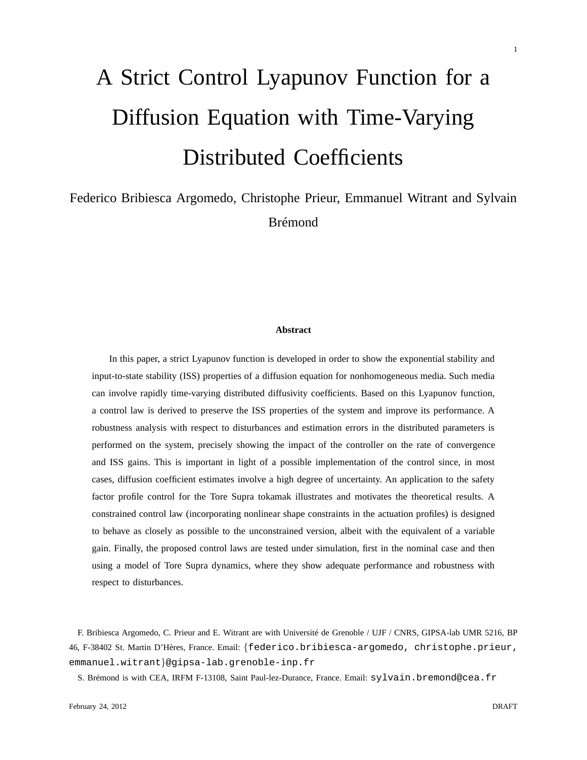# A Strict Control Lyapunov Function for a Diffusion Equation with Time-Varying Distributed Coefficients

Federico Bribiesca Argomedo, Christophe Prieur, Emmanuel Witrant and Sylvain Brémond

### Abstract

In this paper, a strict Lyapunov function is developed in order to show the exponential stability and input-to-state stability (ISS) properties of a diffusion equation for nonhomogeneous media. Such media can involve rapidly time-varying distributed diffusivity coefficients. Based on this Lyapunov function, a control law is derived to preserve the ISS properties of the system and improve its performance. A robustness analysis with respect to disturbances and estimation errors in the distributed parameters is performed on the system, precisely showing the impact of the controller on the rate of convergence and ISS gains. This is important in light of a possible implementation of the control since, in most cases, diffusion coefficient estimates involve a high degree of uncertainty. An application to the safety factor profile control for the Tore Supra tokamak illustrates and motivates the theoretical results. A constrained control law (incorporating nonlinear shape constraints in the actuation profiles) is designed to behave as closely as possible to the unconstrained version, albeit with the equivalent of a variable gain. Finally, the proposed control laws are tested under simulation, first in the nominal case and then using a model of Tore Supra dynamics, where they show adequate performance and robustness with respect to disturbances.

F. Bribiesca Argomedo, C. Prieur and E. Witrant are with Université de Grenoble / UJF / CNRS, GIPSA-lab UMR 5216, BP 46, F-38402 St. Martin D'Hères, France. Email: {federico.bribiesca-argomedo, christophe.prieur, emmanuel.witrant}@gipsa-lab.grenoble-inp.fr

S. Brémond is with CEA, IRFM F-13108, Saint Paul-lez-Durance, France. Email: sylvain.bremond@cea.fr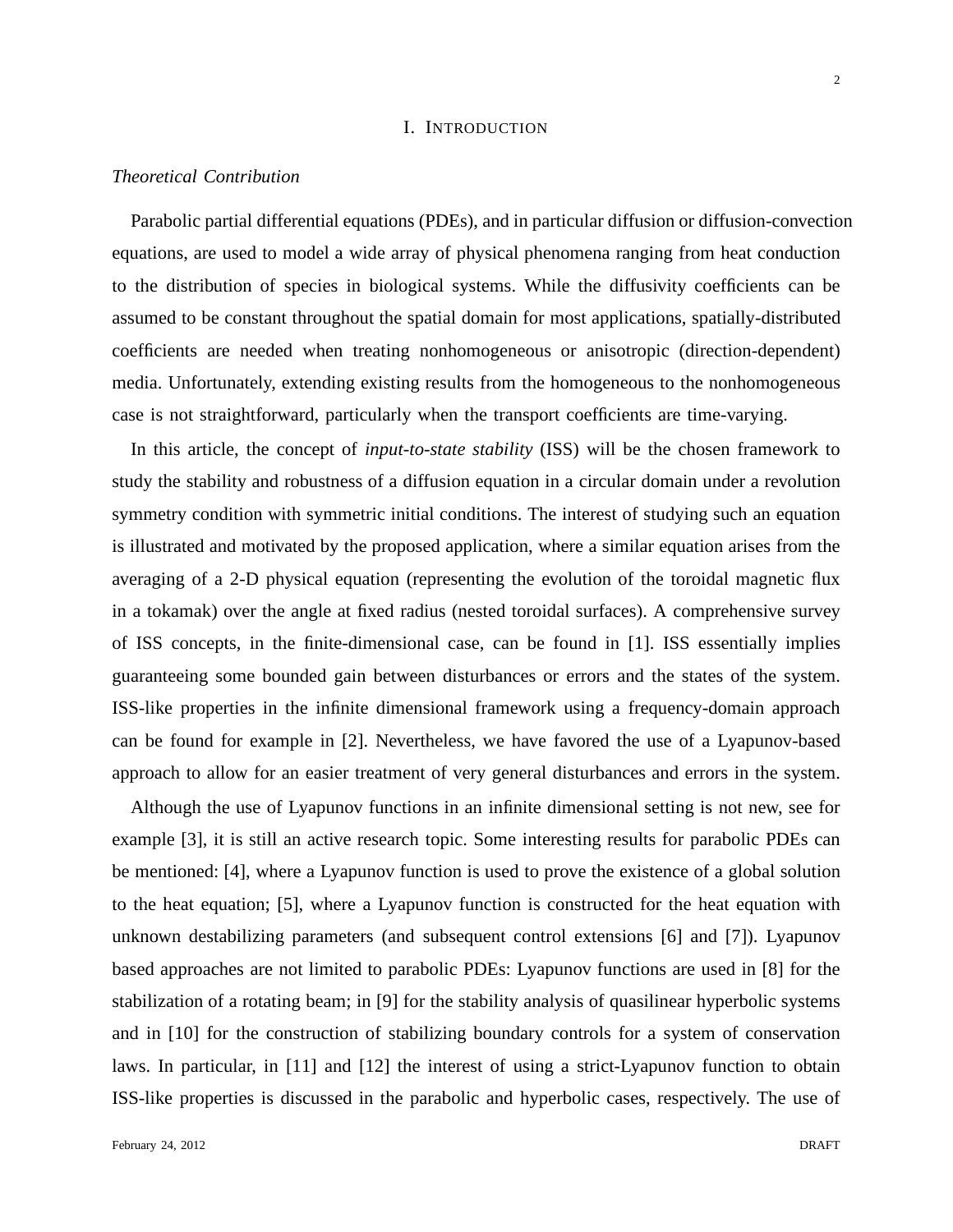# I. Introduction

*Theoretical Contribution*

Parabolic partial differential equations (PDEs), and in particular diffusion or diffusion-convection equations, are used to model a wide array of physical phenomena ranging from heat conduction to the distribution of species in biological systems. While the diffusivity coefficients can be assumed to be constant throughout the spatial domain for most applications, spatially-distributed coefficients are needed when treating nonhomogeneous or anisotropic (direction-dependent) media. Unfortunately, extending existing results from the homogeneous to the nonhomogeneous case is not straightforward, particularly when the transport coefficients are time-varying.

In this article, the concept of *input-to-state stability* (ISS) will be the chosen framework to study the stability and robustness of a diffusion equation in a circular domain under a revolution symmetry condition with symmetric initial conditions. The interest of studying such an equation is illustrated and motivated by the proposed application, where a similar equation arises from the averaging of a 2-D physical equation (representing the evolution of the toroidal magnetic flux in a tokamak) over the angle at fixed radius (nested toroidal surfaces). A comprehensive survey of ISS concepts, in the finite-dimensional case, can be found in [1]. ISS essentially implies guaranteeing some bounded gain between disturbances or errors and the states of the system. ISS-like properties in the infinite dimensional framework using a frequency-domain approach can be found for example in [2]. Nevertheless, we have favored the use of a Lyapunov-based approach to allow for an easier treatment of very general disturbances and errors in the system.

Although the use of Lyapunov functions in an infinite dimensional setting is not new, see for example [3], it is still an active research topic. Some interesting results for parabolic PDEs can be mentioned: [4], where a Lyapunov function is used to prove the existence of a global solution to the heat equation; [5], where a Lyapunov function is constructed for the heat equation with unknown destabilizing parameters (and subsequent control extensions [6] and [7]). Lyapunov based approaches are not limited to parabolic PDEs: Lyapunov functions are used in [8] for the stabilization of a rotating beam; in [9] for the stability analysis of quasilinear hyperbolic systems and in [10] for the construction of stabilizing boundary controls for a system of conservation laws. In particular, in [11] and [12] the interest of using a strict-Lyapunov function to obtain ISS-like properties is discussed in the parabolic and hyperbolic cases, respectively. The use of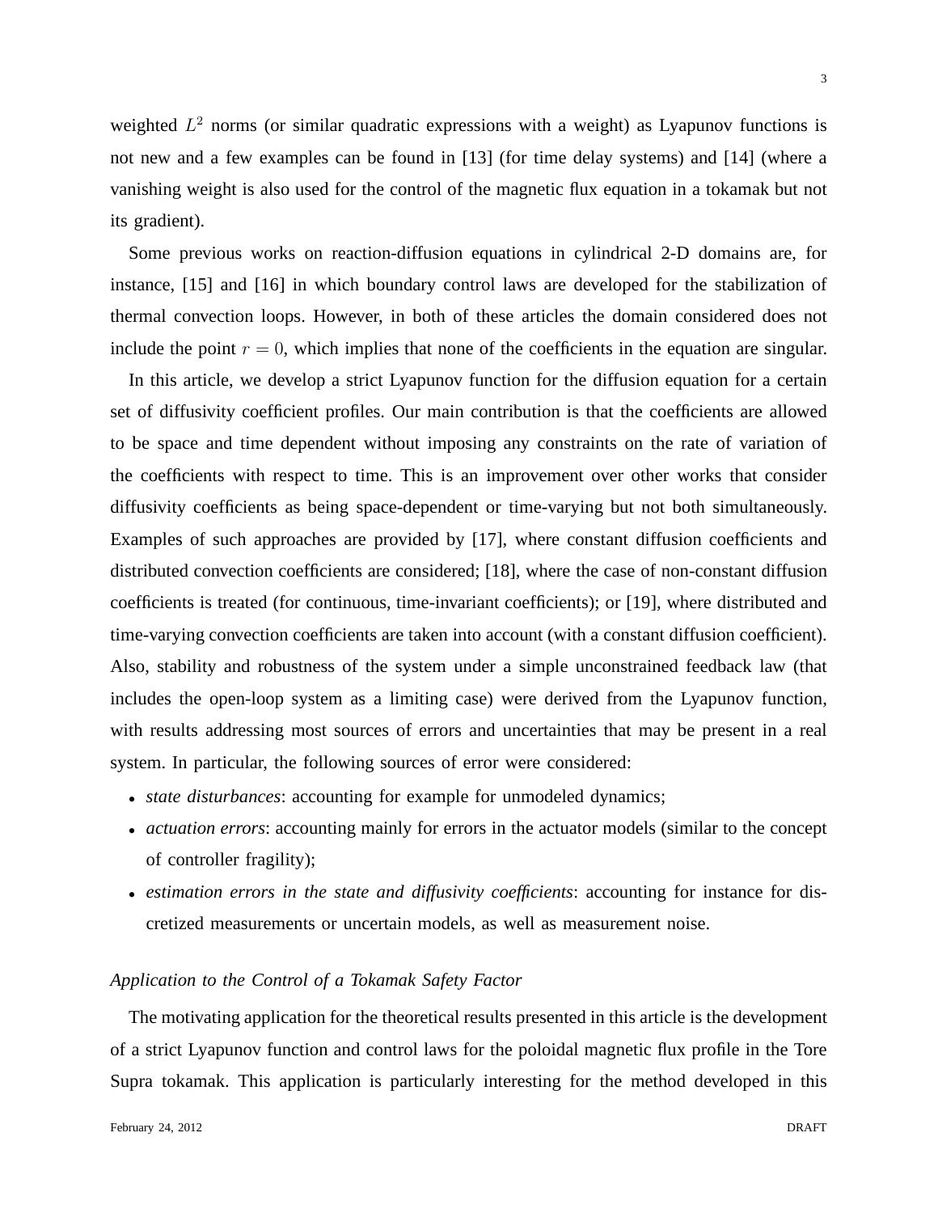weighted $L^2$ norms (or similar quadratic expressions with a weight) as Lyapunov functions is not new and a few examples can be found in [13] (for time delay systems) and [14] (where a vanishing weight is also used for the control of the magnetic flux equation in a tokamak but not its gradient).

Some previous works on reaction-diffusion equations in cylindrical 2-D domains are, for instance, [15] and [16] in which boundary control laws are developed for the stabilization of thermal convection loops. However, in both of these articles the domain considered does not include the point $r = 0$, which implies that none of the coefficients in the equation are singular.

In this article, we develop a strict Lyapunov function for the diffusion equation for a certain set of diffusivity coefficient profiles. Our main contribution is that the coefficients are allowed to be space and time dependent without imposing any constraints on the rate of variation of the coefficients with respect to time. This is an improvement over other works that consider diffusivity coefficients as being space-dependent or time-varying but not both simultaneously. Examples of such approaches are provided by [17], where constant diffusion coefficients and distributed convection coefficients are considered; [18], where the case of non-constant diffusion coefficients is treated (for continuous, time-invariant coefficients); or [19], where distributed and time-varying convection coefficients are taken into account (with a constant diffusion coefficient). Also, stability and robustness of the system under a simple unconstrained feedback law (that includes the open-loop system as a limiting case) were derived from the Lyapunov function, with results addressing most sources of errors and uncertainties that may be present in a real system. In particular, the following sources of error were considered:

- *state disturbances*: accounting for example for unmodeled dynamics;
- *actuation errors*: accounting mainly for errors in the actuator models (similar to the concept of controller fragility);
- *estimation errors in the state and diffusivity coefficients*: accounting for instance for discretized measurements or uncertain models, as well as measurement noise.

### *Application to the Control of a Tokamak Safety Factor*

The motivating application for the theoretical results presented in this article is the development of a strict Lyapunov function and control laws for the poloidal magnetic flux profile in the Tore Supra tokamak. This application is particularly interesting for the method developed in this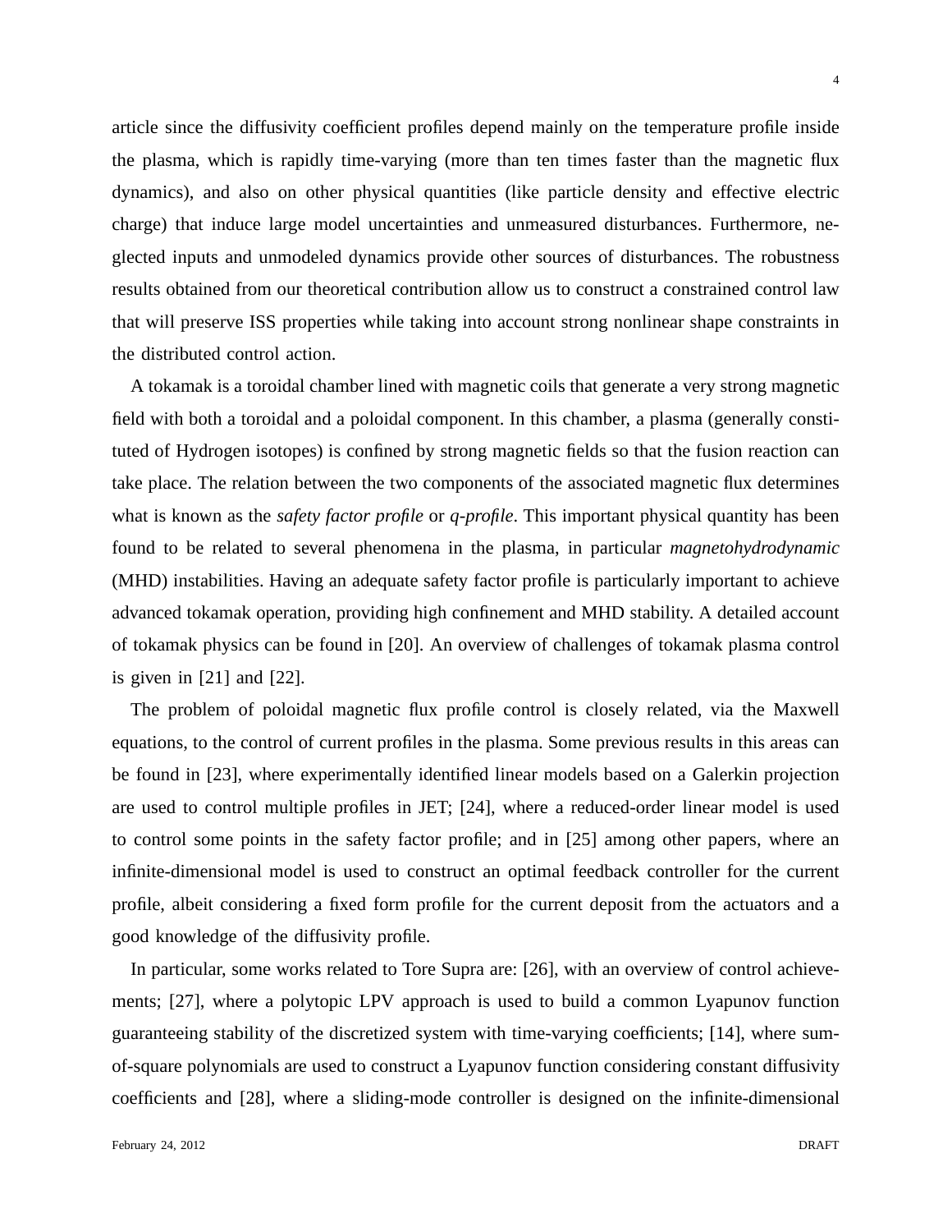article since the diffusivity coefficient profiles depend mainly on the temperature profile inside the plasma, which is rapidly time-varying (more than ten times faster than the magnetic flux dynamics), and also on other physical quantities (like particle density and effective electric charge) that induce large model uncertainties and unmeasured disturbances. Furthermore, neglected inputs and unmodeled dynamics provide other sources of disturbances. The robustness results obtained from our theoretical contribution allow us to construct a constrained control law that will preserve ISS properties while taking into account strong nonlinear shape constraints in the distributed control action.

A tokamak is a toroidal chamber lined with magnetic coils that generate a very strong magnetic field with both a toroidal and a poloidal component. In this chamber, a plasma (generally constituted of Hydrogen isotopes) is confined by strong magnetic fields so that the fusion reaction can take place. The relation between the two components of the associated magnetic flux determines what is known as the *safety factor profile* or *q-profile*. This important physical quantity has been found to be related to several phenomena in the plasma, in particular *magnetohydrodynamic* (MHD) instabilities. Having an adequate safety factor profile is particularly important to achieve advanced tokamak operation, providing high confinement and MHD stability. A detailed account of tokamak physics can be found in [20]. An overview of challenges of tokamak plasma control is given in [21] and [22].

The problem of poloidal magnetic flux profile control is closely related, via the Maxwell equations, to the control of current profiles in the plasma. Some previous results in this areas can be found in [23], where experimentally identified linear models based on a Galerkin projection are used to control multiple profiles in JET; [24], where a reduced-order linear model is used to control some points in the safety factor profile; and in [25] among other papers, where an infinite-dimensional model is used to construct an optimal feedback controller for the current profile, albeit considering a fixed form profile for the current deposit from the actuators and a good knowledge of the diffusivity profile.

In particular, some works related to Tore Supra are: [26], with an overview of control achievements; [27], where a polytopic LPV approach is used to build a common Lyapunov function guaranteeing stability of the discretized system with time-varying coefficients; [14], where sum-of-square polynomials are used to construct a Lyapunov function considering constant diffusivity coefficients and [28], where a sliding-mode controller is designed on the infinite-dimensional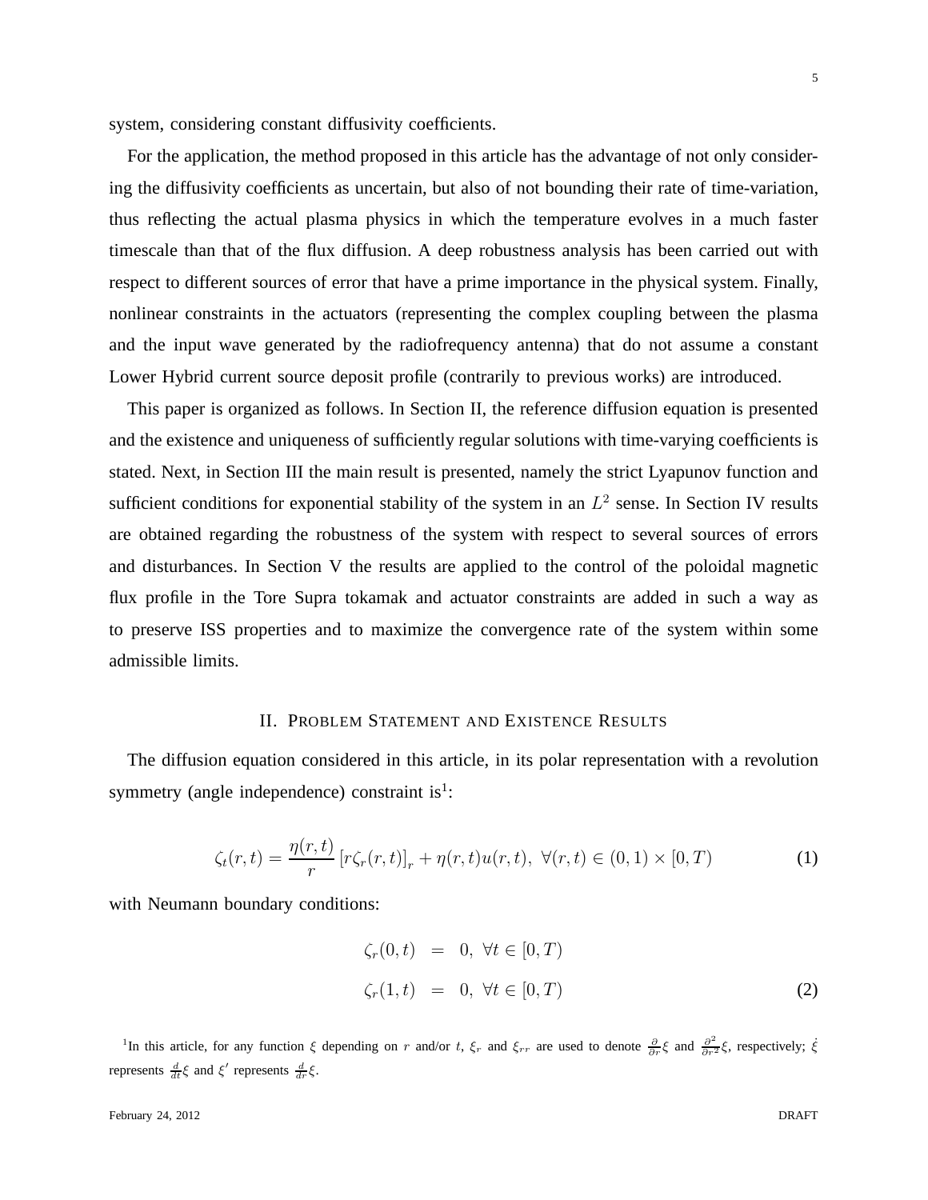system, considering constant diffusivity coefficients.

For the application, the method proposed in this article has the advantage of not only considering the diffusivity coefficients as uncertain, but also of not bounding their rate of time-variation, thus reflecting the actual plasma physics in which the temperature evolves in a much faster timescale than that of the flux diffusion. A deep robustness analysis has been carried out with respect to different sources of error that have a prime importance in the physical system. Finally, nonlinear constraints in the actuators (representing the complex coupling between the plasma and the input wave generated by the radiofrequency antenna) that do not assume a constant Lower Hybrid current source deposit profile (contrarily to previous works) are introduced.

This paper is organized as follows. In Section II, the reference diffusion equation is presented and the existence and uniqueness of sufficiently regular solutions with time-varying coefficients is stated. Next, in Section III the main result is presented, namely the strict Lyapunov function and sufficient conditions for exponential stability of the system in an $L^2$ sense. In Section IV results are obtained regarding the robustness of the system with respect to several sources of errors and disturbances. In Section V the results are applied to the control of the poloidal magnetic flux profile in the Tore Supra tokamak and actuator constraints are added in such a way as to preserve ISS properties and to maximize the convergence rate of the system within some admissible limits.

## II. Problem Statement and Existence Results

The diffusion equation considered in this article, in its polar representation with a revolution symmetry (angle independence) constraint is[1]:

$$\zeta_t(r,t) = \frac{\eta(r,t)}{r}\left[r\zeta_r(r,t)\right]_r + \eta(r,t)u(r,t),\ \forall(r,t) \in (0,1)\times[0,T) \tag{1}$$

with Neumann boundary conditions:

$$\begin{aligned}\zeta_r(0,t) &= 0,\ \forall t \in [0,T)\\ \zeta_r(1,t) &= 0,\ \forall t \in [0,T)\end{aligned} \tag{2}$$

[1]In this article, for any function $\xi$ depending on $r$ and/or $t$, $\xi_r$ and $\xi_{rr}$ are used to denote $\frac{\partial}{\partial r}\xi$ and $\frac{\partial^2}{\partial r^2}\xi$, respectively; $\dot{\xi}$ represents $\frac{d}{dt}\xi$ and $\xi'$ represents $\frac{d}{dr}\xi$.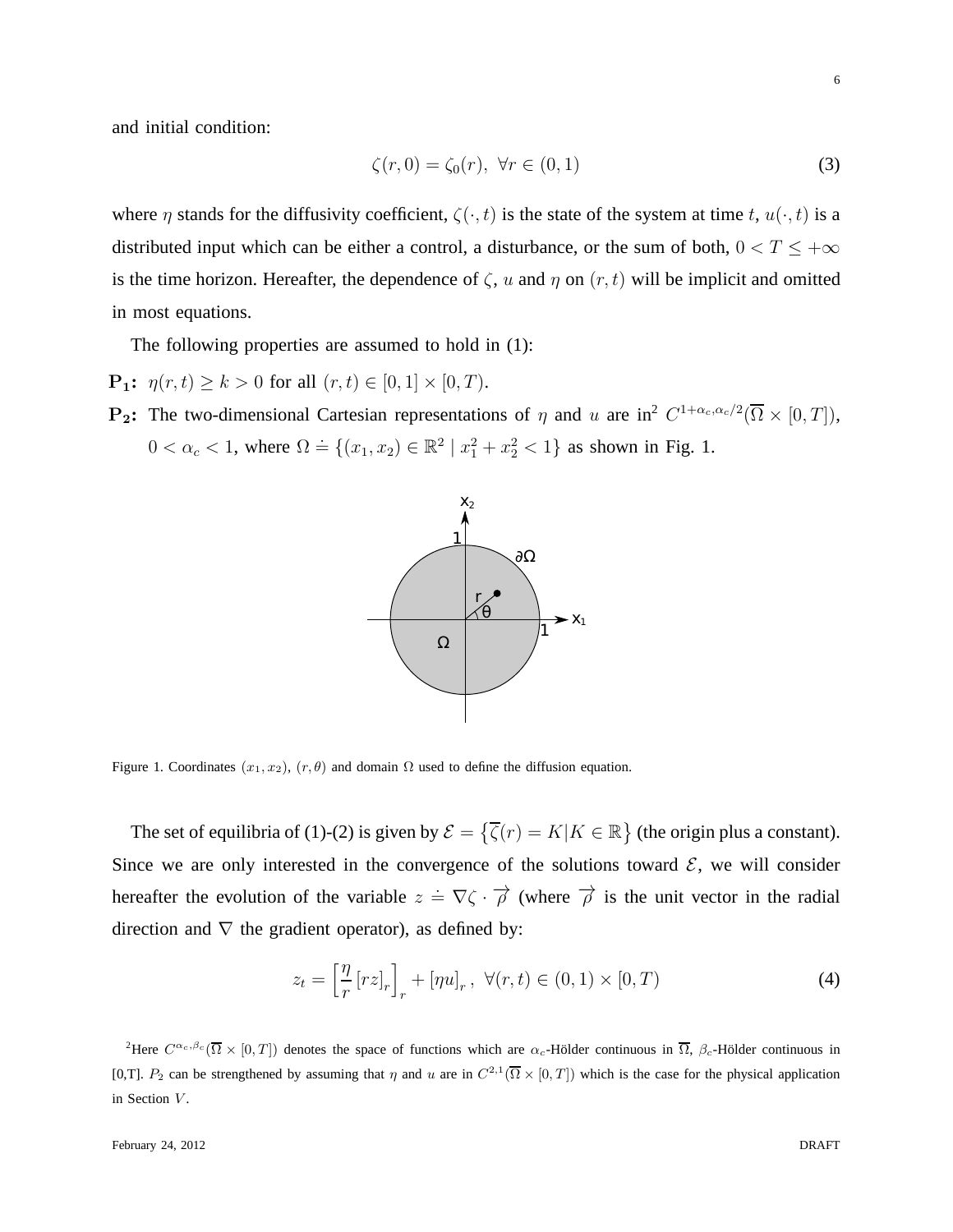and initial condition:

$$\zeta(r,0) = \zeta_0(r),\ \forall r \in (0,1) \tag{3}$$

where $\eta$ stands for the diffusivity coefficient, $\zeta(\cdot,t)$ is the state of the system at time $t$, $u(\cdot,t)$ is a distributed input which can be either a control, a disturbance, or the sum of both, $0 < T \leq +\infty$ is the time horizon. Hereafter, the dependence of $\zeta$, $u$ and $\eta$ on $(r,t)$ will be implicit and omitted in most equations.

The following properties are assumed to hold in (1):

**$\mathbf{P_1}$:** $\eta(r,t) \geq k > 0$ for all $(r,t) \in [0,1] \times [0,T)$.

**$\mathbf{P_2}$:** The two-dimensional Cartesian representations of $\eta$ and $u$ are in[2] $C^{1+\alpha_c,\alpha_c/2}(\overline{\Omega} \times [0,T])$, $0 < \alpha_c < 1$, where $\Omega \doteq \{(x_1,x_2) \in \mathbb{R}^2 \mid x_1^2 + x_2^2 < 1\}$ as shown in Fig. 1.

Figure 1. Coordinates $(x_1,x_2)$, $(r,\theta)$ and domain $\Omega$ used to define the diffusion equation.

The set of equilibria of (1)-(2) is given by $\mathcal{E} = \left\{\overline{\zeta}(r) = K | K \in \mathbb{R}\right\}$ (the origin plus a constant). Since we are only interested in the convergence of the solutions toward $\mathcal{E}$, we will consider hereafter the evolution of the variable $z \doteq \nabla\zeta \cdot \overrightarrow{\rho}$ (where $\overrightarrow{\rho}$ is the unit vector in the radial direction and $\nabla$ the gradient operator), as defined by:

$$z_t = \left[\frac{\eta}{r}\left[rz\right]_r\right]_r + \left[\eta u\right]_r,\ \forall (r,t) \in (0,1) \times [0,T) \tag{4}$$

[2]Here $C^{\alpha_c,\beta_c}(\overline{\Omega} \times [0,T])$ denotes the space of functions which are $\alpha_c$-Hölder continuous in $\overline{\Omega}$, $\beta_c$-Hölder continuous in [0,T]. $P_2$ can be strengthened by assuming that $\eta$ and $u$ are in $C^{2,1}(\overline{\Omega} \times [0,T])$ which is the case for the physical application in Section $V$.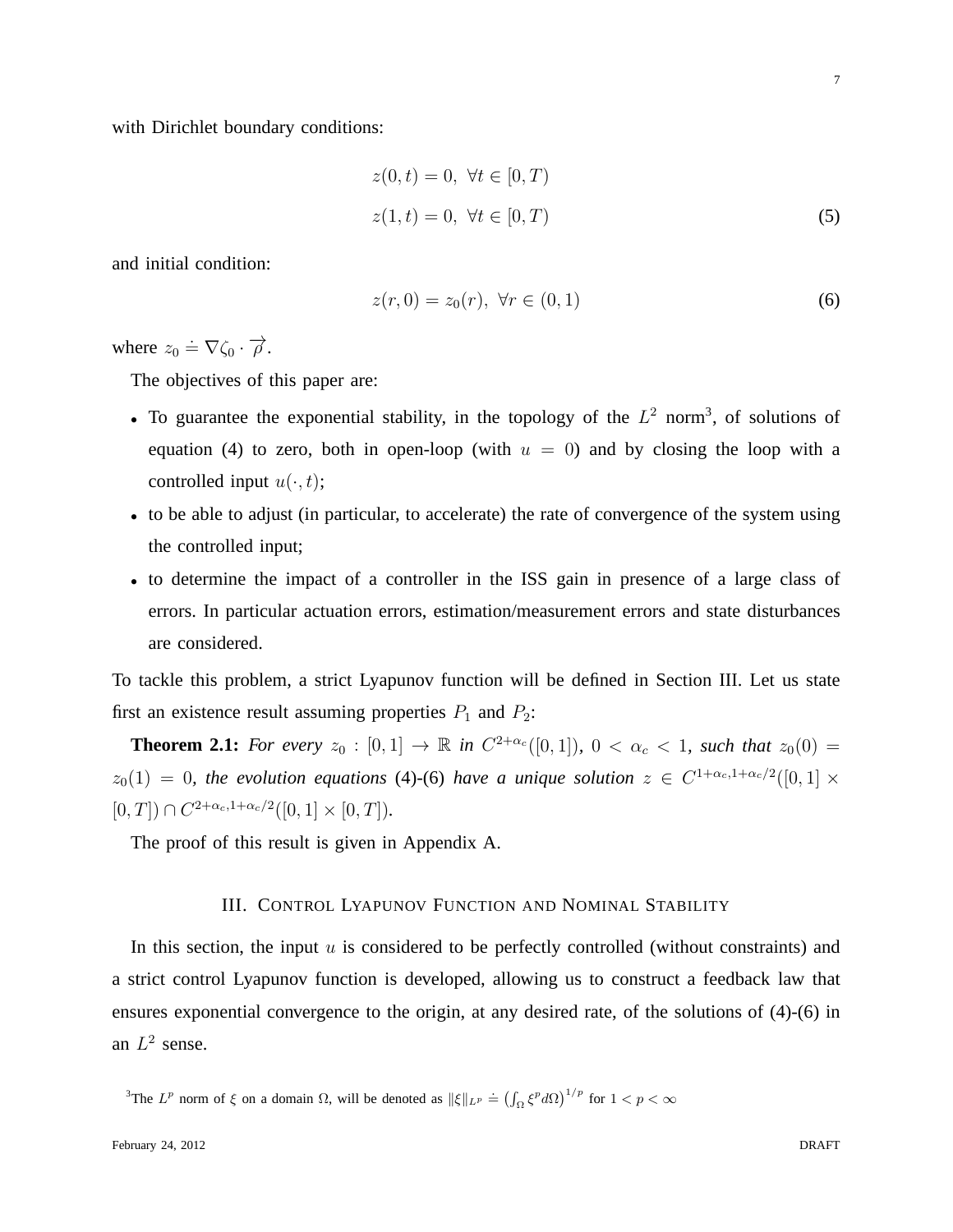with Dirichlet boundary conditions:

$$
\begin{aligned}
z(0,t) &= 0, \ \forall t \in [0,T) \\
z(1,t) &= 0, \ \forall t \in [0,T)
\end{aligned}
\tag{5}
$$

and initial condition:

$$
z(r,0) = z_0(r), \ \forall r \in (0,1) \tag{6}
$$

where $z_0 \doteq \nabla \zeta_0 \cdot \overrightarrow{\rho}$.

The objectives of this paper are:

- To guarantee the exponential stability, in the topology of the $L^2$ norm[3], of solutions of equation (4) to zero, both in open-loop (with $u = 0$) and by closing the loop with a controlled input $u(\cdot, t)$;
- to be able to adjust (in particular, to accelerate) the rate of convergence of the system using the controlled input;
- to determine the impact of a controller in the ISS gain in presence of a large class of errors. In particular actuation errors, estimation/measurement errors and state disturbances are considered.

To tackle this problem, a strict Lyapunov function will be defined in Section III. Let us state first an existence result assuming properties $P_1$ and $P_2$:

**Theorem 2.1:** *For every $z_0 : [0,1] \to \mathbb{R}$ in $C^{2+\alpha_c}([0,1])$, $0 < \alpha_c < 1$, such that $z_0(0) = z_0(1) = 0$, the evolution equations* (4)-(6) *have a unique solution $z \in C^{1+\alpha_c, 1+\alpha_c/2}([0,1] \times [0,T]) \cap C^{2+\alpha_c, 1+\alpha_c/2}([0,1] \times [0,T])$.*

The proof of this result is given in Appendix A.

## III. Control Lyapunov Function and Nominal Stability

In this section, the input $u$ is considered to be perfectly controlled (without constraints) and a strict control Lyapunov function is developed, allowing us to construct a feedback law that ensures exponential convergence to the origin, at any desired rate, of the solutions of (4)-(6) in an $L^2$ sense.

[3] The $L^p$ norm of $\xi$ on a domain $\Omega$, will be denoted as $\|\xi\|_{L^p} \doteq \left(\int_\Omega \xi^p d\Omega\right)^{1/p}$ for $1 < p < \infty$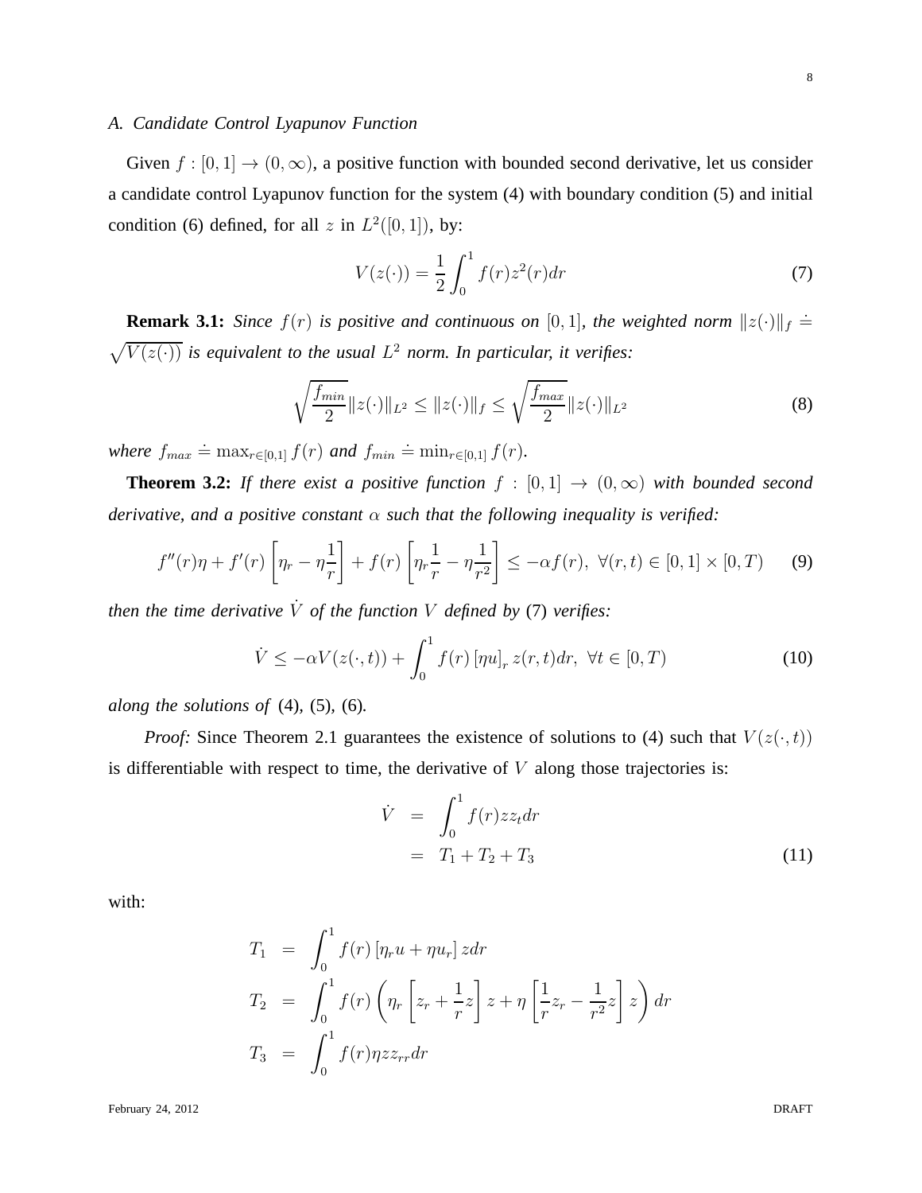### A. Candidate Control Lyapunov Function

Given $f : [0, 1] \to (0, \infty)$, a positive function with bounded second derivative, let us consider a candidate control Lyapunov function for the system (4) with boundary condition (5) and initial condition (6) defined, for all $z$ in $L^2([0, 1])$, by:

$$V(z(\cdot)) = \frac{1}{2} \int_0^1 f(r) z^2(r) dr \tag{7}$$

**Remark 3.1:** *Since $f(r)$ is positive and continuous on $[0, 1]$, the weighted norm $\|z(\cdot)\|_f \doteq \sqrt{V(z(\cdot))}$ is equivalent to the usual $L^2$ norm. In particular, it verifies:*

$$\sqrt{\frac{f_{min}}{2}} \|z(\cdot)\|_{L^2} \leq \|z(\cdot)\|_f \leq \sqrt{\frac{f_{max}}{2}} \|z(\cdot)\|_{L^2} \tag{8}$$

*where $f_{max} \doteq \max_{r \in [0,1]} f(r)$ and $f_{min} \doteq \min_{r \in [0,1]} f(r)$.*

**Theorem 3.2:** *If there exist a positive function $f : [0, 1] \to (0, \infty)$ with bounded second derivative, and a positive constant $\alpha$ such that the following inequality is verified:*

$$f''(r)\eta + f'(r) \left[ \eta_r - \eta \frac{1}{r} \right] + f(r) \left[ \eta_r \frac{1}{r} - \eta \frac{1}{r^2} \right] \leq -\alpha f(r), \ \forall (r, t) \in [0, 1] \times [0, T) \tag{9}$$

*then the time derivative $\dot{V}$ of the function $V$ defined by* (7) *verifies:*

$$\dot{V} \leq -\alpha V(z(\cdot, t)) + \int_0^1 f(r) \left[ \eta u \right]_r z(r, t) dr, \ \forall t \in [0, T) \tag{10}$$

*along the solutions of* (4), (5), (6)*.*

*Proof:* Since Theorem 2.1 guarantees the existence of solutions to (4) such that $V(z(\cdot, t))$ is differentiable with respect to time, the derivative of $V$ along those trajectories is:

$$\begin{aligned} \dot{V} &= \int_0^1 f(r) z z_t dr \\ &= T_1 + T_2 + T_3 \end{aligned} \tag{11}$$

with:

$$\begin{aligned} T_1 &= \int_0^1 f(r) \left[ \eta_r u + \eta u_r \right] z dr \\ T_2 &= \int_0^1 f(r) \left( \eta_r \left[ z_r + \frac{1}{r} z \right] z + \eta \left[ \frac{1}{r} z_r - \frac{1}{r^2} z \right] z \right) dr \\ T_3 &= \int_0^1 f(r) \eta z z_{rr} dr \end{aligned}$$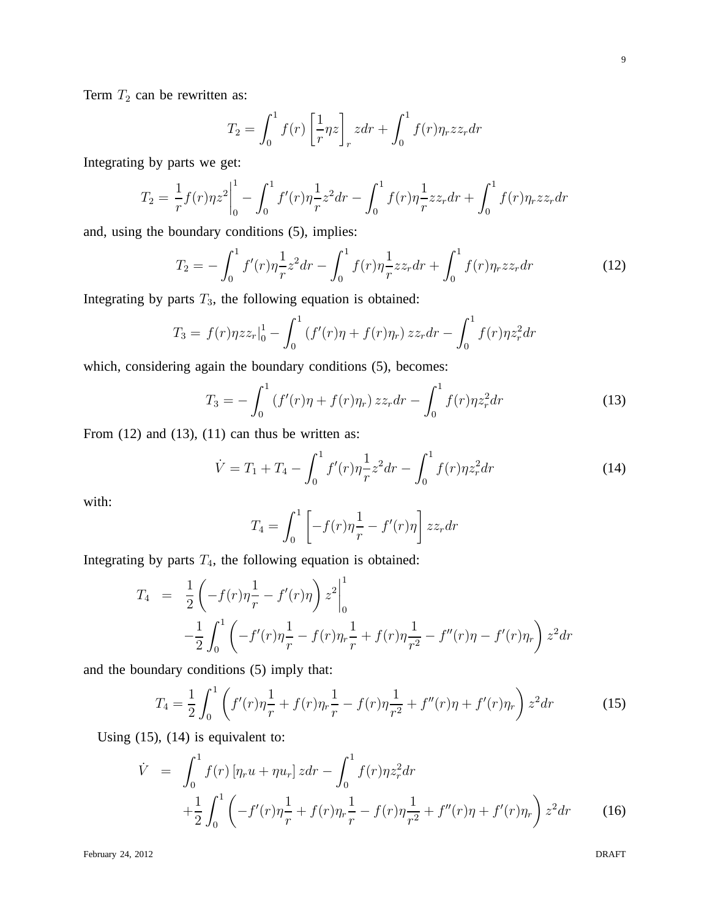Term $T_2$ can be rewritten as:

$$T_2 = \int_0^1 f(r) \left[\frac{1}{r}\eta z\right]_r z dr + \int_0^1 f(r)\eta_r z z_r dr$$

Integrating by parts we get:

$$T_2 = \frac{1}{r} f(r)\eta z^2 \bigg|_0^1 - \int_0^1 f'(r)\eta \frac{1}{r} z^2 dr - \int_0^1 f(r)\eta \frac{1}{r} z z_r dr + \int_0^1 f(r)\eta_r z z_r dr$$

and, using the boundary conditions (5), implies:

$$T_2 = -\int_0^1 f'(r)\eta \frac{1}{r} z^2 dr - \int_0^1 f(r)\eta \frac{1}{r} z z_r dr + \int_0^1 f(r)\eta_r z z_r dr \tag{12}$$

Integrating by parts $T_3$, the following equation is obtained:

$$T_3 = f(r)\eta z z_r|_0^1 - \int_0^1 \left(f'(r)\eta + f(r)\eta_r\right) z z_r dr - \int_0^1 f(r)\eta z_r^2 dr$$

which, considering again the boundary conditions (5), becomes:

$$T_3 = -\int_0^1 \left(f'(r)\eta + f(r)\eta_r\right) z z_r dr - \int_0^1 f(r)\eta z_r^2 dr \tag{13}$$

From (12) and (13), (11) can thus be written as:

$$\dot{V} = T_1 + T_4 - \int_0^1 f'(r)\eta \frac{1}{r} z^2 dr - \int_0^1 f(r)\eta z_r^2 dr \tag{14}$$

with:

$$T_4 = \int_0^1 \left[-f(r)\eta \frac{1}{r} - f'(r)\eta\right] z z_r dr$$

Integrating by parts $T_4$, the following equation is obtained:

$$\begin{aligned} T_4 &= \frac{1}{2}\left(-f(r)\eta \frac{1}{r} - f'(r)\eta\right) z^2 \bigg|_0^1 \\ &\quad -\frac{1}{2}\int_0^1 \left(-f'(r)\eta \frac{1}{r} - f(r)\eta_r \frac{1}{r} + f(r)\eta \frac{1}{r^2} - f''(r)\eta - f'(r)\eta_r\right) z^2 dr \end{aligned}$$

and the boundary conditions (5) imply that:

$$T_4 = \frac{1}{2}\int_0^1 \left(f'(r)\eta \frac{1}{r} + f(r)\eta_r \frac{1}{r} - f(r)\eta \frac{1}{r^2} + f''(r)\eta + f'(r)\eta_r\right) z^2 dr \tag{15}$$

Using (15), (14) is equivalent to:

$$\begin{aligned} \dot{V} &= \int_0^1 f(r)\left[\eta_r u + \eta u_r\right] z dr - \int_0^1 f(r)\eta z_r^2 dr \\ &\quad +\frac{1}{2}\int_0^1 \left(-f'(r)\eta \frac{1}{r} + f(r)\eta_r \frac{1}{r} - f(r)\eta \frac{1}{r^2} + f''(r)\eta + f'(r)\eta_r\right) z^2 dr \end{aligned} \tag{16}$$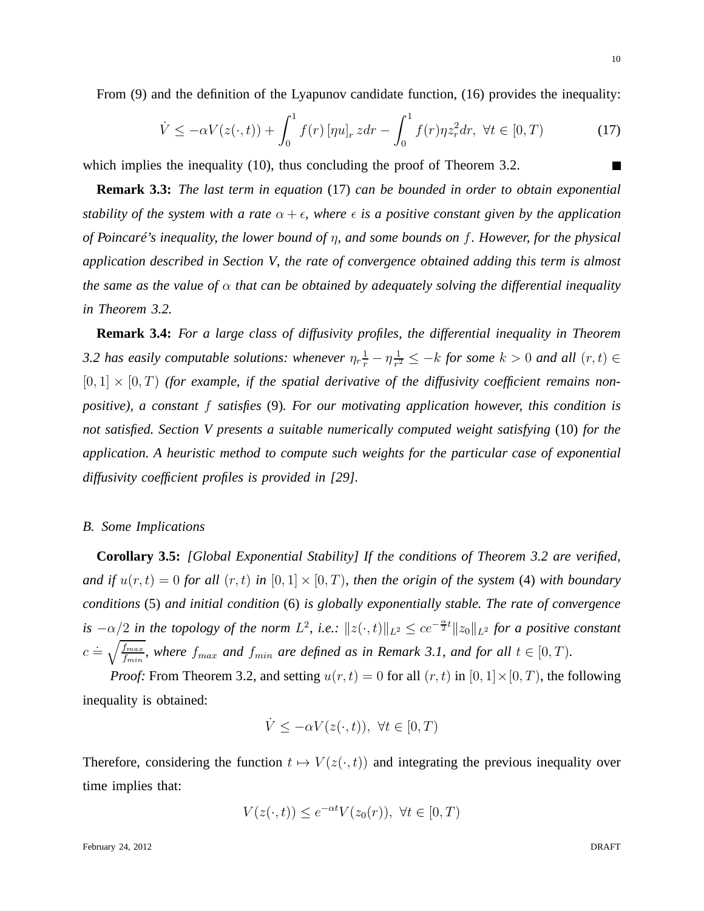From (9) and the definition of the Lyapunov candidate function, (16) provides the inequality:

$$\dot{V} \leq -\alpha V(z(\cdot,t)) + \int_0^1 f(r) \left[\eta u\right]_r z dr - \int_0^1 f(r)\eta z_r^2 dr, \ \forall t \in [0,T) \tag{17}$$

which implies the inequality (10), thus concluding the proof of Theorem 3.2. ■

**Remark 3.3:** *The last term in equation* (17) *can be bounded in order to obtain exponential stability of the system with a rate $\alpha + \epsilon$, where $\epsilon$ is a positive constant given by the application of Poincaré's inequality, the lower bound of $\eta$, and some bounds on $f$. However, for the physical application described in Section V, the rate of convergence obtained adding this term is almost the same as the value of $\alpha$ that can be obtained by adequately solving the differential inequality in Theorem 3.2.*

**Remark 3.4:** *For a large class of diffusivity profiles, the differential inequality in Theorem 3.2 has easily computable solutions: whenever $\eta_r \frac{1}{r} - \eta \frac{1}{r^2} \leq -k$ for some $k > 0$ and all $(r,t) \in [0,1] \times [0,T)$ (for example, if the spatial derivative of the diffusivity coefficient remains non-positive), a constant $f$ satisfies* (9)*. For our motivating application however, this condition is not satisfied. Section V presents a suitable numerically computed weight satisfying* (10) *for the application. A heuristic method to compute such weights for the particular case of exponential diffusivity coefficient profiles is provided in [29].*

### *B. Some Implications*

**Corollary 3.5:** *[Global Exponential Stability] If the conditions of Theorem 3.2 are verified, and if $u(r,t) = 0$ for all $(r,t)$ in $[0,1] \times [0,T)$, then the origin of the system* (4) *with boundary conditions* (5) *and initial condition* (6) *is globally exponentially stable. The rate of convergence is $-\alpha/2$ in the topology of the norm $L^2$, i.e.: $\|z(\cdot,t)\|_{L^2} \leq ce^{-\frac{\alpha}{2}t}\|z_0\|_{L^2}$ for a positive constant $c \doteq \sqrt{\frac{f_{max}}{f_{min}}}$, where $f_{max}$ and $f_{min}$ are defined as in Remark 3.1, and for all $t \in [0,T)$.*

*Proof:* From Theorem 3.2, and setting $u(r,t) = 0$ for all $(r,t)$ in $[0,1] \times [0,T)$, the following inequality is obtained:

$$\dot{V} \leq -\alpha V(z(\cdot,t)), \ \forall t \in [0,T)$$

Therefore, considering the function $t \mapsto V(z(\cdot,t))$ and integrating the previous inequality over time implies that:

$$V(z(\cdot,t)) \leq e^{-\alpha t} V(z_0(r)), \ \forall t \in [0,T)$$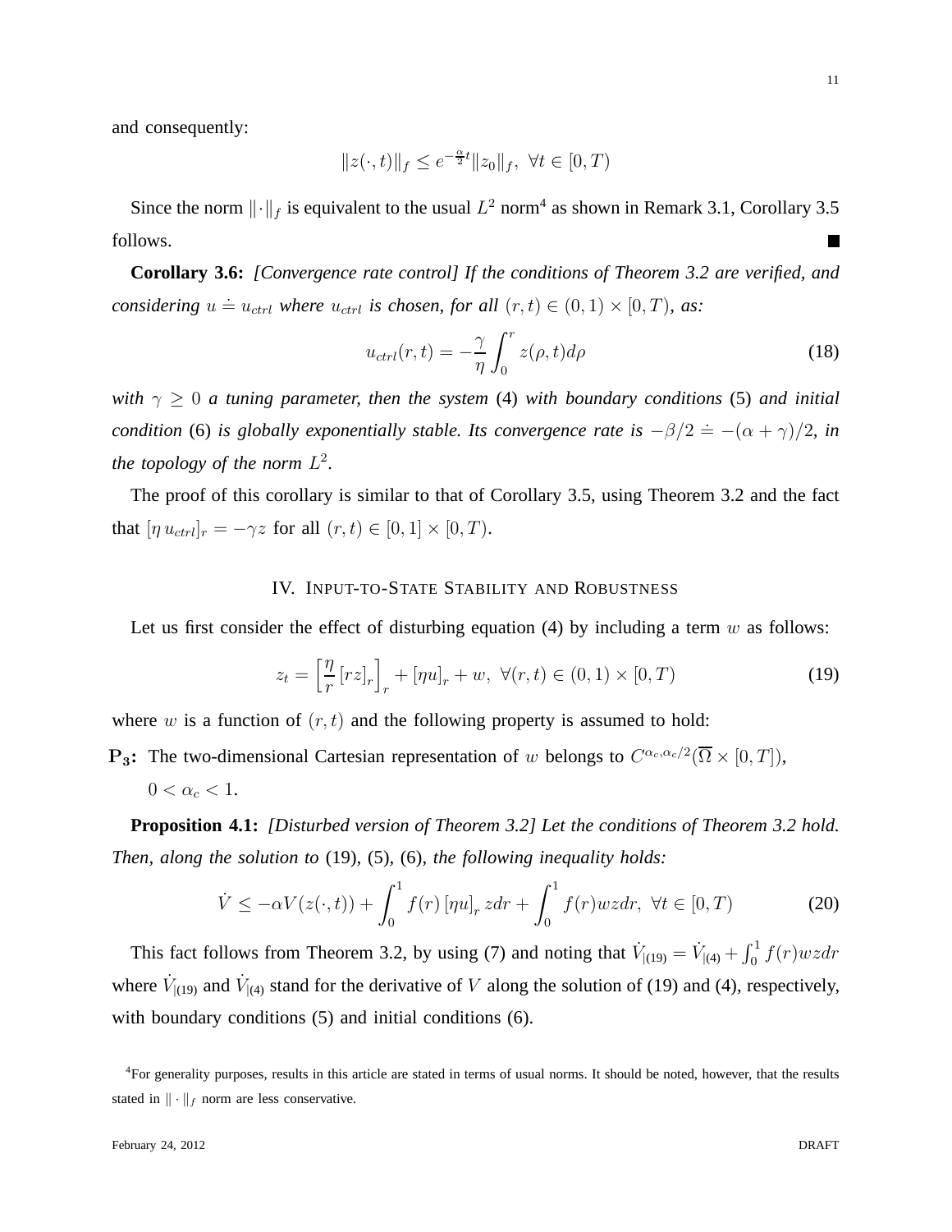and consequently:

$$\|z(\cdot,t)\|_f \leq e^{-\frac{\alpha}{2}t}\|z_0\|_f,\ \forall t \in [0,T)$$

Since the norm $\|\cdot\|_f$ is equivalent to the usual $L^2$ norm[4] as shown in Remark 3.1, Corollary 3.5 follows. ■

**Corollary 3.6:** *[Convergence rate control] If the conditions of Theorem 3.2 are verified, and considering $u \doteq u_{ctrl}$ where $u_{ctrl}$ is chosen, for all $(r,t) \in (0,1) \times [0,T)$, as:*

$$u_{ctrl}(r,t) = -\frac{\gamma}{\eta}\int_0^r z(\rho,t)d\rho \tag{18}$$

*with $\gamma \geq 0$ a tuning parameter, then the system* (4) *with boundary conditions* (5) *and initial condition* (6) *is globally exponentially stable. Its convergence rate is $-\beta/2 \doteq -(\alpha+\gamma)/2$, in the topology of the norm $L^2$.*

The proof of this corollary is similar to that of Corollary 3.5, using Theorem 3.2 and the fact that $[\eta\, u_{ctrl}]_r = -\gamma z$ for all $(r,t) \in [0,1] \times [0,T)$.

## IV. Input-to-State Stability and Robustness

Let us first consider the effect of disturbing equation (4) by including a term $w$ as follows:

$$z_t = \left[\frac{\eta}{r}\left[rz\right]_r\right]_r + [\eta u]_r + w,\ \forall (r,t) \in (0,1) \times [0,T) \tag{19}$$

where $w$ is a function of $(r,t)$ and the following property is assumed to hold:

**$\mathbf{P_3}$:** The two-dimensional Cartesian representation of $w$ belongs to $C^{\alpha_c,\alpha_c/2}(\overline{\Omega} \times [0,T])$, $0 < \alpha_c < 1$.

**Proposition 4.1:** *[Disturbed version of Theorem 3.2] Let the conditions of Theorem 3.2 hold. Then, along the solution to* (19), (5), (6), *the following inequality holds:*

$$\dot{V} \leq -\alpha V(z(\cdot,t)) + \int_0^1 f(r)\left[\eta u\right]_r zdr + \int_0^1 f(r)wzdr,\ \forall t \in [0,T) \tag{20}$$

This fact follows from Theorem 3.2, by using (7) and noting that $\dot{V}_{|(19)} = \dot{V}_{|(4)} + \int_0^1 f(r)wzdr$ where $\dot{V}_{|(19)}$ and $\dot{V}_{|(4)}$ stand for the derivative of $V$ along the solution of (19) and (4), respectively, with boundary conditions (5) and initial conditions (6).

[4] For generality purposes, results in this article are stated in terms of usual norms. It should be noted, however, that the results stated in $\|\cdot\|_f$ norm are less conservative.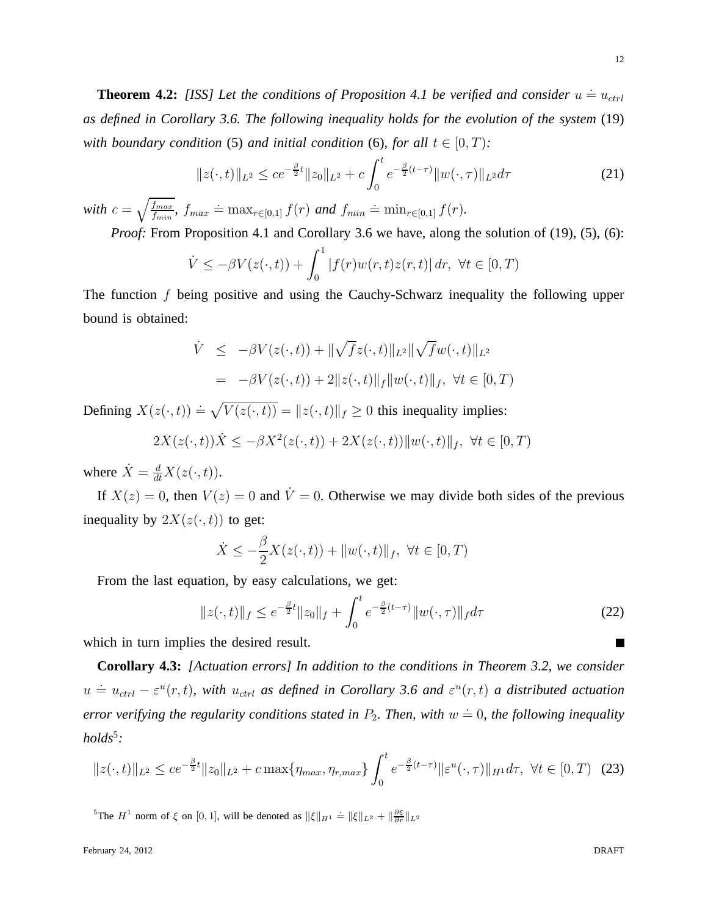**Theorem 4.2:** *[ISS] Let the conditions of Proposition 4.1 be verified and consider $u \doteq u_{ctrl}$ as defined in Corollary 3.6. The following inequality holds for the evolution of the system* (19) *with boundary condition* (5) *and initial condition* (6)*, for all $t \in [0,T)$:*

$$\|z(\cdot,t)\|_{L^2} \leq ce^{-\frac{\beta}{2}t}\|z_0\|_{L^2} + c\int_0^t e^{-\frac{\beta}{2}(t-\tau)}\|w(\cdot,\tau)\|_{L^2}d\tau \tag{21}$$

*with $c = \sqrt{\frac{f_{max}}{f_{min}}}$, $f_{max} \doteq \max_{r\in[0,1]} f(r)$ and $f_{min} \doteq \min_{r\in[0,1]} f(r)$.*

*Proof:* From Proposition 4.1 and Corollary 3.6 we have, along the solution of (19), (5), (6):

$$\dot{V} \leq -\beta V(z(\cdot,t)) + \int_0^1 |f(r)w(r,t)z(r,t)|\, dr, \ \forall t \in [0,T)$$

The function $f$ being positive and using the Cauchy-Schwarz inequality the following upper bound is obtained:

$$\begin{aligned}
\dot{V} &\leq -\beta V(z(\cdot,t)) + \|\sqrt{f}z(\cdot,t)\|_{L^2}\|\sqrt{f}w(\cdot,t)\|_{L^2} \\
&= -\beta V(z(\cdot,t)) + 2\|z(\cdot,t)\|_f\|w(\cdot,t)\|_f, \ \forall t \in [0,T)
\end{aligned}$$

Defining $X(z(\cdot,t)) \doteq \sqrt{V(z(\cdot,t))} = \|z(\cdot,t)\|_f \geq 0$ this inequality implies:

$$2X(z(\cdot,t))\dot{X} \leq -\beta X^2(z(\cdot,t)) + 2X(z(\cdot,t))\|w(\cdot,t)\|_f, \ \forall t \in [0,T)$$

where $\dot{X} = \frac{d}{dt}X(z(\cdot,t))$.

If $X(z) = 0$, then $V(z) = 0$ and $\dot{V} = 0$. Otherwise we may divide both sides of the previous inequality by $2X(z(\cdot,t))$ to get:

$$\dot{X} \leq -\frac{\beta}{2}X(z(\cdot,t)) + \|w(\cdot,t)\|_f, \ \forall t \in [0,T)$$

From the last equation, by easy calculations, we get:

$$\|z(\cdot,t)\|_f \leq e^{-\frac{\beta}{2}t}\|z_0\|_f + \int_0^t e^{-\frac{\beta}{2}(t-\tau)}\|w(\cdot,\tau)\|_f d\tau \tag{22}$$

which in turn implies the desired result. ∎

**Corollary 4.3:** *[Actuation errors] In addition to the conditions in Theorem 3.2, we consider $u \doteq u_{ctrl} - \varepsilon^u(r,t)$, with $u_{ctrl}$ as defined in Corollary 3.6 and $\varepsilon^u(r,t)$ a distributed actuation error verifying the regularity conditions stated in $P_2$. Then, with $w \doteq 0$, the following inequality holds*[5]*:*

$$\|z(\cdot,t)\|_{L^2} \leq ce^{-\frac{\beta}{2}t}\|z_0\|_{L^2} + c\max\{\eta_{max}, \eta_{r,max}\}\int_0^t e^{-\frac{\beta}{2}(t-\tau)}\|\varepsilon^u(\cdot,\tau)\|_{H^1}d\tau, \ \forall t \in [0,T) \tag{23}$$

[5]The $H^1$ norm of $\xi$ on $[0,1]$, will be denoted as $\|\xi\|_{H^1} \doteq \|\xi\|_{L^2} + \|\frac{\partial \xi}{\partial r}\|_{L^2}$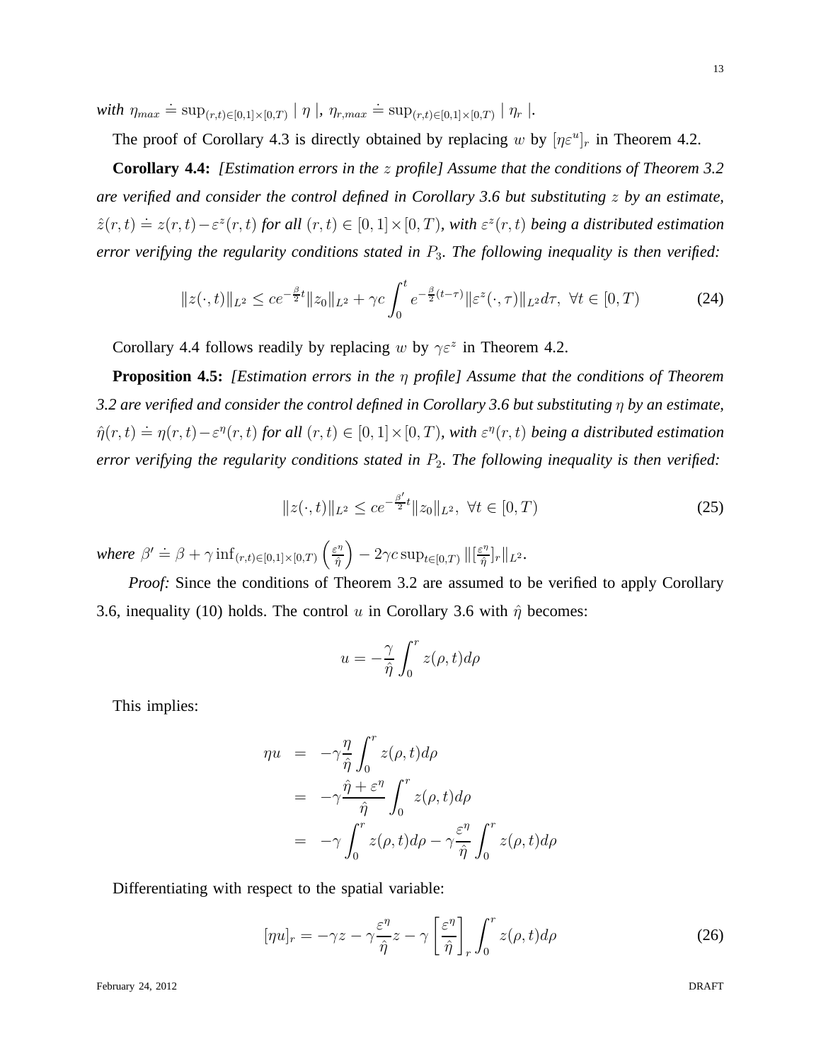*with* $\eta_{max} \doteq \sup_{(r,t)\in[0,1]\times[0,T)} \mid \eta \mid$, $\eta_{r,max} \doteq \sup_{(r,t)\in[0,1]\times[0,T)} \mid \eta_r \mid$.

The proof of Corollary 4.3 is directly obtained by replacing $w$ by $[\eta\varepsilon^u]_r$ in Theorem 4.2.

**Corollary 4.4:** *[Estimation errors in the $z$ profile] Assume that the conditions of Theorem 3.2 are verified and consider the control defined in Corollary 3.6 but substituting $z$ by an estimate, $\hat{z}(r,t) \doteq z(r,t) - \varepsilon^z(r,t)$ for all $(r,t) \in [0,1]\times[0,T)$, with $\varepsilon^z(r,t)$ being a distributed estimation error verifying the regularity conditions stated in $P_3$. The following inequality is then verified:*

$$\|z(\cdot,t)\|_{L^2} \leq c e^{-\frac{\beta}{2}t}\|z_0\|_{L^2} + \gamma c \int_0^t e^{-\frac{\beta}{2}(t-\tau)}\|\varepsilon^z(\cdot,\tau)\|_{L^2} d\tau, \ \forall t \in [0,T) \tag{24}$$

Corollary 4.4 follows readily by replacing $w$ by $\gamma\varepsilon^z$ in Theorem 4.2.

**Proposition 4.5:** *[Estimation errors in the $\eta$ profile] Assume that the conditions of Theorem 3.2 are verified and consider the control defined in Corollary 3.6 but substituting $\eta$ by an estimate, $\hat{\eta}(r,t) \doteq \eta(r,t) - \varepsilon^\eta(r,t)$ for all $(r,t) \in [0,1]\times[0,T)$, with $\varepsilon^\eta(r,t)$ being a distributed estimation error verifying the regularity conditions stated in $P_2$. The following inequality is then verified:*

$$\|z(\cdot,t)\|_{L^2} \leq c e^{-\frac{\beta'}{2}t}\|z_0\|_{L^2}, \ \forall t \in [0,T) \tag{25}$$

*where* $\beta' \doteq \beta + \gamma \inf_{(r,t)\in[0,1]\times[0,T)} \left(\frac{\varepsilon^\eta}{\hat{\eta}}\right) - 2\gamma c \sup_{t\in[0,T)} \|[\frac{\varepsilon^\eta}{\hat{\eta}}]_r\|_{L^2}$.

*Proof:* Since the conditions of Theorem 3.2 are assumed to be verified to apply Corollary 3.6, inequality (10) holds. The control $u$ in Corollary 3.6 with $\hat{\eta}$ becomes:

$$u = -\frac{\gamma}{\hat{\eta}} \int_0^r z(\rho,t) d\rho$$

This implies:

$$\begin{aligned}
\eta u &= -\gamma \frac{\eta}{\hat{\eta}} \int_0^r z(\rho,t) d\rho \\
&= -\gamma \frac{\hat{\eta} + \varepsilon^\eta}{\hat{\eta}} \int_0^r z(\rho,t) d\rho \\
&= -\gamma \int_0^r z(\rho,t) d\rho - \gamma \frac{\varepsilon^\eta}{\hat{\eta}} \int_0^r z(\rho,t) d\rho
\end{aligned}$$

Differentiating with respect to the spatial variable:

$$[\eta u]_r = -\gamma z - \gamma \frac{\varepsilon^\eta}{\hat{\eta}} z - \gamma \left[\frac{\varepsilon^\eta}{\hat{\eta}}\right]_r \int_0^r z(\rho,t) d\rho \tag{26}$$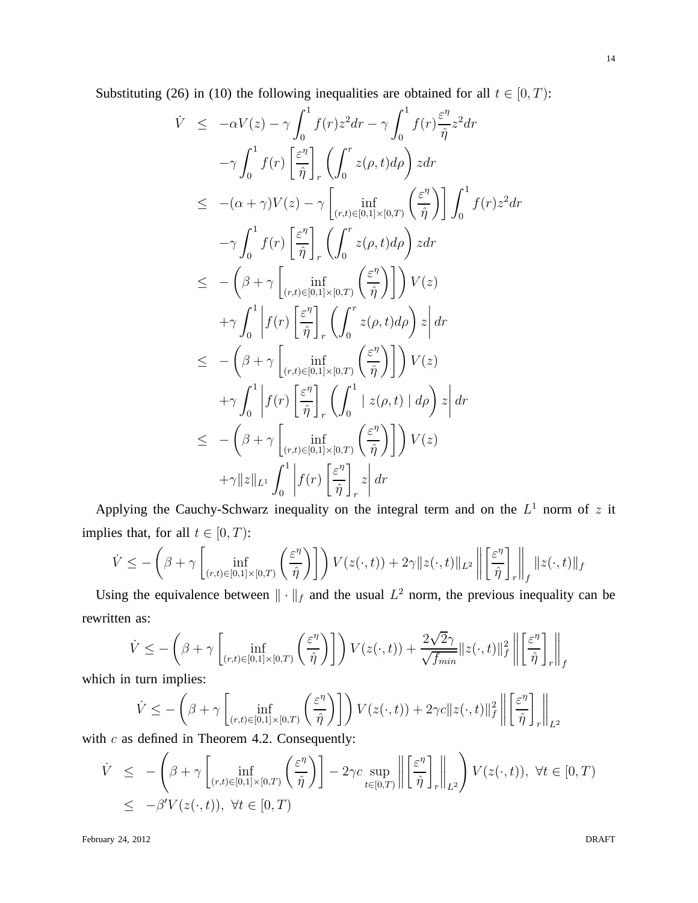Substituting (26) in (10) the following inequalities are obtained for all $t \in [0, T)$:

$$
\begin{aligned}
\dot{V} &\leq -\alpha V(z) - \gamma \int_0^1 f(r) z^2 dr - \gamma \int_0^1 f(r) \frac{\varepsilon^\eta}{\hat{\eta}} z^2 dr \\
&\quad -\gamma \int_0^1 f(r) \left[\frac{\varepsilon^\eta}{\hat{\eta}}\right]_r \left(\int_0^r z(\rho, t) d\rho\right) z dr \\
&\leq -(\alpha + \gamma) V(z) - \gamma \left[\inf_{(r,t)\in[0,1]\times[0,T)} \left(\frac{\varepsilon^\eta}{\hat{\eta}}\right)\right] \int_0^1 f(r) z^2 dr \\
&\quad -\gamma \int_0^1 f(r) \left[\frac{\varepsilon^\eta}{\hat{\eta}}\right]_r \left(\int_0^r z(\rho, t) d\rho\right) z dr \\
&\leq -\left(\beta + \gamma \left[\inf_{(r,t)\in[0,1]\times[0,T)} \left(\frac{\varepsilon^\eta}{\hat{\eta}}\right)\right]\right) V(z) \\
&\quad +\gamma \int_0^1 \left| f(r) \left[\frac{\varepsilon^\eta}{\hat{\eta}}\right]_r \left(\int_0^r z(\rho, t) d\rho\right) z \right| dr \\
&\leq -\left(\beta + \gamma \left[\inf_{(r,t)\in[0,1]\times[0,T)} \left(\frac{\varepsilon^\eta}{\hat{\eta}}\right)\right]\right) V(z) \\
&\quad +\gamma \int_0^1 \left| f(r) \left[\frac{\varepsilon^\eta}{\hat{\eta}}\right]_r \left(\int_0^1 \mid z(\rho, t) \mid d\rho\right) z \right| dr \\
&\leq -\left(\beta + \gamma \left[\inf_{(r,t)\in[0,1]\times[0,T)} \left(\frac{\varepsilon^\eta}{\hat{\eta}}\right)\right]\right) V(z) \\
&\quad +\gamma \|z\|_{L^1} \int_0^1 \left| f(r) \left[\frac{\varepsilon^\eta}{\hat{\eta}}\right]_r z \right| dr
\end{aligned}
$$

Applying the Cauchy-Schwarz inequality on the integral term and on the $L^1$ norm of $z$ it implies that, for all $t \in [0, T)$:

$$
\dot{V} \leq -\left(\beta + \gamma \left[\inf_{(r,t)\in[0,1]\times[0,T)} \left(\frac{\varepsilon^\eta}{\hat{\eta}}\right)\right]\right) V(z(\cdot, t)) + 2\gamma \|z(\cdot, t)\|_{L^2} \left\| \left[\frac{\varepsilon^\eta}{\hat{\eta}}\right]_r \right\|_f \|z(\cdot, t)\|_f
$$

Using the equivalence between $\| \cdot \|_f$ and the usual $L^2$ norm, the previous inequality can be rewritten as:

$$
\dot{V} \leq -\left(\beta + \gamma \left[\inf_{(r,t)\in[0,1]\times[0,T)} \left(\frac{\varepsilon^\eta}{\hat{\eta}}\right)\right]\right) V(z(\cdot, t)) + \frac{2\sqrt{2}\gamma}{\sqrt{f_{min}}} \|z(\cdot, t)\|_f^2 \left\| \left[\frac{\varepsilon^\eta}{\hat{\eta}}\right]_r \right\|_f
$$

which in turn implies:

$$
\dot{V} \leq -\left(\beta + \gamma \left[\inf_{(r,t)\in[0,1]\times[0,T)} \left(\frac{\varepsilon^\eta}{\hat{\eta}}\right)\right]\right) V(z(\cdot, t)) + 2\gamma c \|z(\cdot, t)\|_f^2 \left\| \left[\frac{\varepsilon^\eta}{\hat{\eta}}\right]_r \right\|_{L^2}
$$

with $c$ as defined in Theorem 4.2. Consequently:

$$
\begin{aligned}
\dot{V} &\leq -\left(\beta + \gamma \left[\inf_{(r,t)\in[0,1]\times[0,T)} \left(\frac{\varepsilon^\eta}{\hat{\eta}}\right)\right] - 2\gamma c \sup_{t\in[0,T)} \left\| \left[\frac{\varepsilon^\eta}{\hat{\eta}}\right]_r \right\|_{L^2}\right) V(z(\cdot, t)), \ \forall t \in [0, T) \\
&\leq -\beta' V(z(\cdot, t)), \ \forall t \in [0, T)
\end{aligned}
$$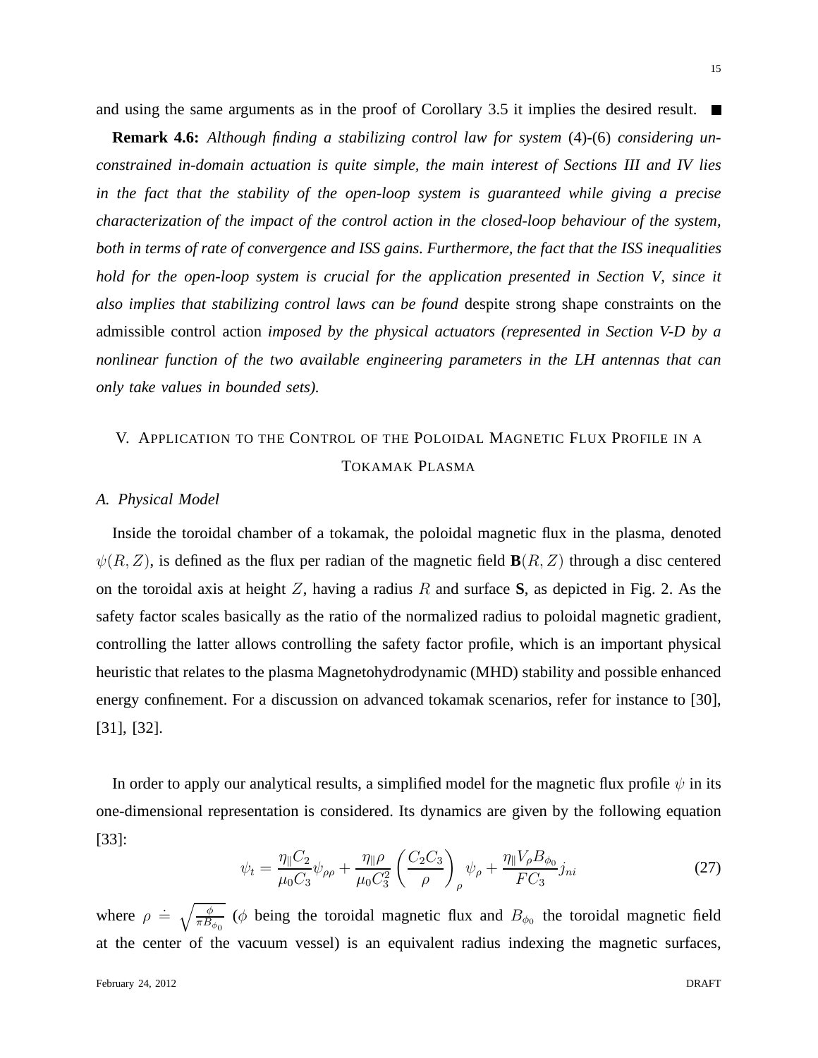and using the same arguments as in the proof of Corollary 3.5 it implies the desired result. ■

**Remark 4.6:** *Although finding a stabilizing control law for system* (4)-(6) *considering unconstrained in-domain actuation is quite simple, the main interest of Sections III and IV lies in the fact that the stability of the open-loop system is guaranteed while giving a precise characterization of the impact of the control action in the closed-loop behaviour of the system, both in terms of rate of convergence and ISS gains. Furthermore, the fact that the ISS inequalities hold for the open-loop system is crucial for the application presented in Section V, since it also implies that stabilizing control laws can be found* despite strong shape constraints on the admissible control action *imposed by the physical actuators (represented in Section V-D by a nonlinear function of the two available engineering parameters in the LH antennas that can only take values in bounded sets).*

## V. Application to the Control of the Poloidal Magnetic Flux Profile in a Tokamak Plasma

### A. Physical Model

Inside the toroidal chamber of a tokamak, the poloidal magnetic flux in the plasma, denoted $\psi(R, Z)$, is defined as the flux per radian of the magnetic field $\mathbf{B}(R, Z)$ through a disc centered on the toroidal axis at height $Z$, having a radius $R$ and surface **S**, as depicted in Fig. 2. As the safety factor scales basically as the ratio of the normalized radius to poloidal magnetic gradient, controlling the latter allows controlling the safety factor profile, which is an important physical heuristic that relates to the plasma Magnetohydrodynamic (MHD) stability and possible enhanced energy confinement. For a discussion on advanced tokamak scenarios, refer for instance to [30], [31], [32].

In order to apply our analytical results, a simplified model for the magnetic flux profile $\psi$ in its one-dimensional representation is considered. Its dynamics are given by the following equation [33]:

$$\psi_t = \frac{\eta_{\parallel} C_2}{\mu_0 C_3} \psi_{\rho\rho} + \frac{\eta_{\parallel} \rho}{\mu_0 C_3^2} \left( \frac{C_2 C_3}{\rho} \right)_{\rho} \psi_\rho + \frac{\eta_{\parallel} V_\rho B_{\phi_0}}{F C_3} j_{ni} \tag{27}$$

where $\rho \doteq \sqrt{\frac{\phi}{\pi B_{\phi_0}}}$ ($\phi$ being the toroidal magnetic flux and $B_{\phi_0}$ the toroidal magnetic field at the center of the vacuum vessel) is an equivalent radius indexing the magnetic surfaces,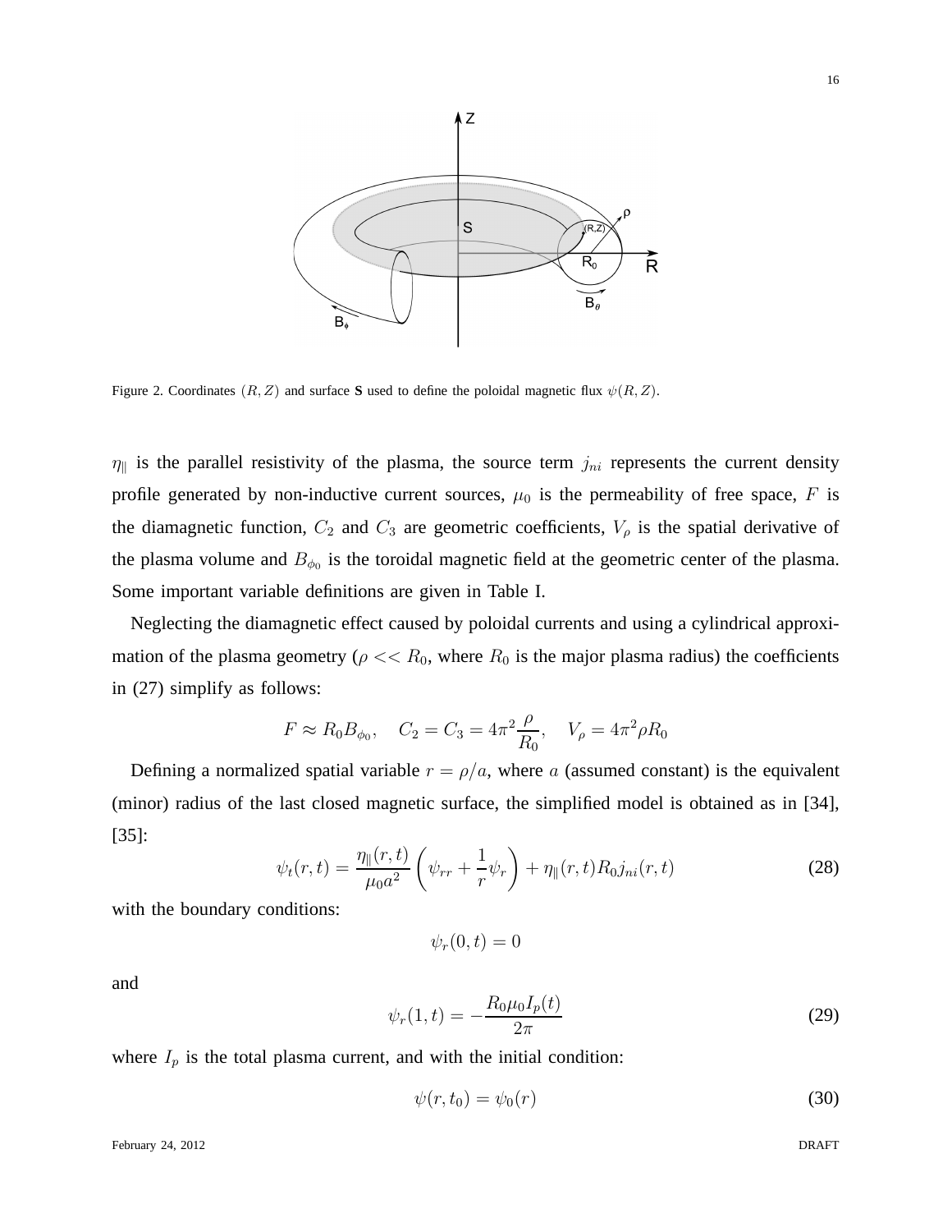Figure 2. Coordinates $(R, Z)$ and surface **S** used to define the poloidal magnetic flux $\psi(R, Z)$.

$\eta_{\parallel}$ is the parallel resistivity of the plasma, the source term $j_{ni}$ represents the current density profile generated by non-inductive current sources, $\mu_0$ is the permeability of free space, $F$ is the diamagnetic function, $C_2$ and $C_3$ are geometric coefficients, $V_\rho$ is the spatial derivative of the plasma volume and $B_{\phi_0}$ is the toroidal magnetic field at the geometric center of the plasma. Some important variable definitions are given in Table I.

Neglecting the diamagnetic effect caused by poloidal currents and using a cylindrical approximation of the plasma geometry ($\rho << R_0$, where $R_0$ is the major plasma radius) the coefficients in (27) simplify as follows:

$$F \approx R_0 B_{\phi_0}, \quad C_2 = C_3 = 4\pi^2 \frac{\rho}{R_0}, \quad V_\rho = 4\pi^2 \rho R_0$$

Defining a normalized spatial variable $r = \rho/a$, where $a$ (assumed constant) is the equivalent (minor) radius of the last closed magnetic surface, the simplified model is obtained as in [34], [35]:

$$\psi_t(r,t) = \frac{\eta_{\parallel}(r,t)}{\mu_0 a^2} \left( \psi_{rr} + \frac{1}{r} \psi_r \right) + \eta_{\parallel}(r,t) R_0 j_{ni}(r,t) \tag{28}$$

with the boundary conditions:

$$\psi_r(0,t) = 0$$

and

$$\psi_r(1,t) = -\frac{R_0 \mu_0 I_p(t)}{2\pi} \tag{29}$$

where $I_p$ is the total plasma current, and with the initial condition:

$$\psi(r, t_0) = \psi_0(r) \tag{30}$$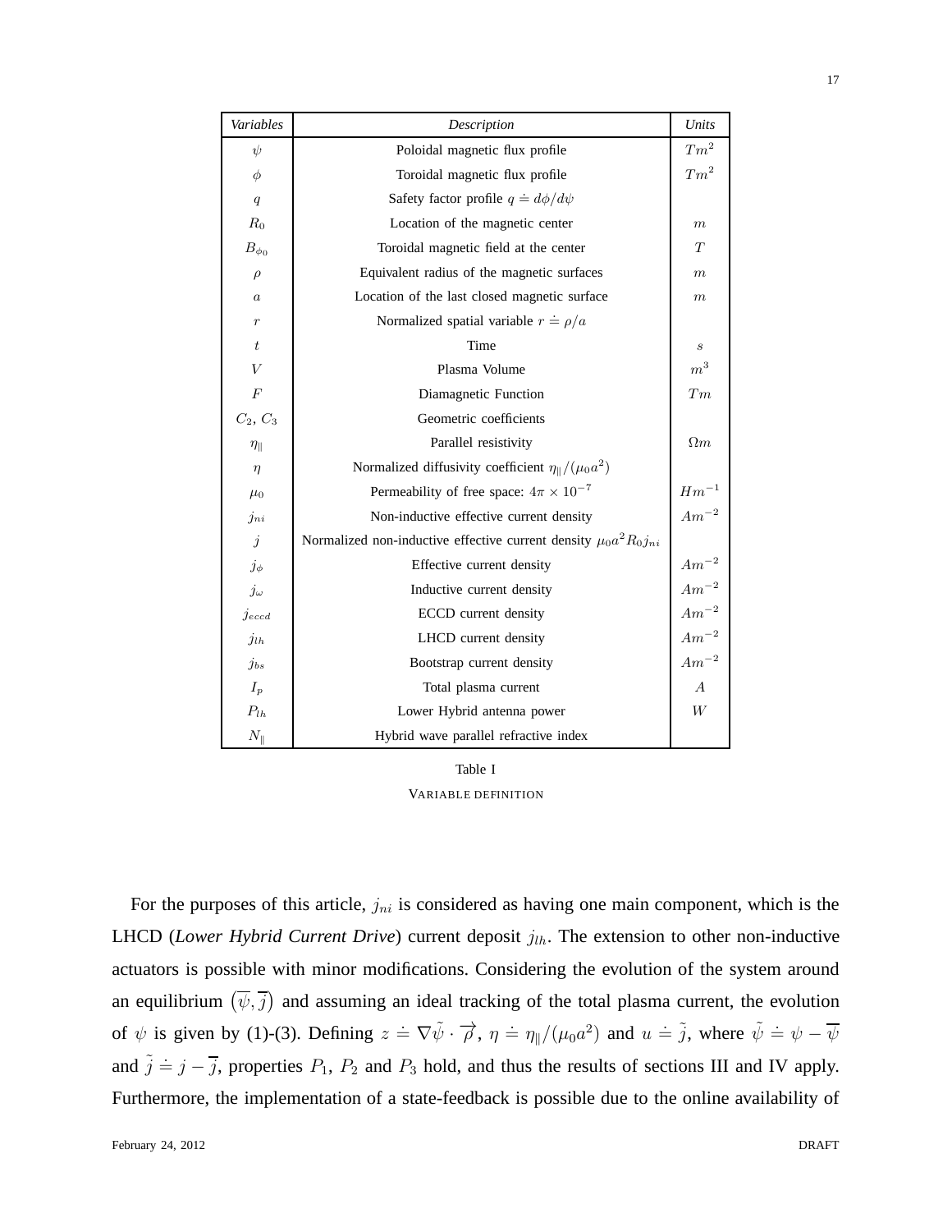| *Variables* | *Description* | *Units* |
| --- | --- | --- |
| $\psi$ | Poloidal magnetic flux profile | $Tm^2$ |
| $\phi$ | Toroidal magnetic flux profile | $Tm^2$ |
| $q$ | Safety factor profile $q \doteq d\phi/d\psi$ | |
| $R_0$ | Location of the magnetic center | $m$ |
| $B_{\phi_0}$ | Toroidal magnetic field at the center | $T$ |
| $\rho$ | Equivalent radius of the magnetic surfaces | $m$ |
| $a$ | Location of the last closed magnetic surface | $m$ |
| $r$ | Normalized spatial variable $r \doteq \rho/a$ | |
| $t$ | Time | $s$ |
| $V$ | Plasma Volume | $m^3$ |
| $F$ | Diamagnetic Function | $Tm$ |
| $C_2$, $C_3$ | Geometric coefficients | |
| $\eta_\parallel$ | Parallel resistivity | $\Omega m$ |
| $\eta$ | Normalized diffusivity coefficient $\eta_\parallel/(\mu_0 a^2)$ | |
| $\mu_0$ | Permeability of free space: $4\pi \times 10^{-7}$ | $Hm^{-1}$ |
| $j_{ni}$ | Non-inductive effective current density | $Am^{-2}$ |
| $j$ | Normalized non-inductive effective current density $\mu_0 a^2 R_0 j_{ni}$ | |
| $j_\phi$ | Effective current density | $Am^{-2}$ |
| $j_\omega$ | Inductive current density | $Am^{-2}$ |
| $j_{eccd}$ | ECCD current density | $Am^{-2}$ |
| $j_{lh}$ | LHCD current density | $Am^{-2}$ |
| $j_{bs}$ | Bootstrap current density | $Am^{-2}$ |
| $I_p$ | Total plasma current | $A$ |
| $P_{lh}$ | Lower Hybrid antenna power | $W$ |
| $N_\parallel$ | Hybrid wave parallel refractive index | |

Table I

VARIABLE DEFINITION

For the purposes of this article, $j_{ni}$ is considered as having one main component, which is the LHCD (*Lower Hybrid Current Drive*) current deposit $j_{lh}$. The extension to other non-inductive actuators is possible with minor modifications. Considering the evolution of the system around an equilibrium $\left(\overline{\psi}, \overline{j}\right)$ and assuming an ideal tracking of the total plasma current, the evolution of $\psi$ is given by (1)-(3). Defining $z \doteq \nabla\tilde{\psi} \cdot \overrightarrow{\rho}$, $\eta \doteq \eta_\parallel/(\mu_0 a^2)$ and $u \doteq \tilde{j}$, where $\tilde{\psi} \doteq \psi - \overline{\psi}$ and $\tilde{j} \doteq j - \overline{j}$, properties $P_1$, $P_2$ and $P_3$ hold, and thus the results of sections III and IV apply. Furthermore, the implementation of a state-feedback is possible due to the online availability of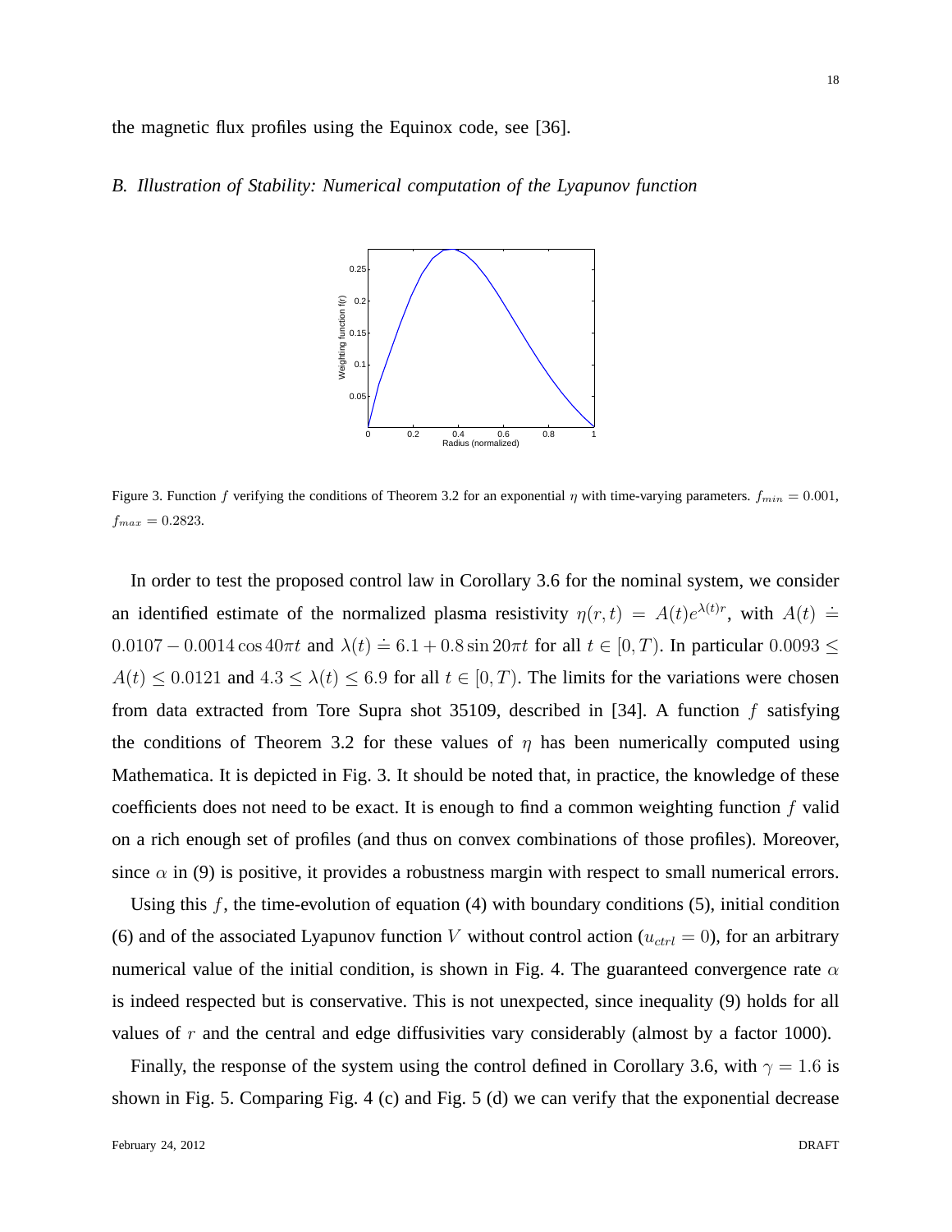the magnetic flux profiles using the Equinox code, see [36].

### *B. Illustration of Stability: Numerical computation of the Lyapunov function*

Figure 3. Function $f$ verifying the conditions of Theorem 3.2 for an exponential $\eta$ with time-varying parameters. $f_{min} = 0.001$, $f_{max} = 0.2823$.

In order to test the proposed control law in Corollary 3.6 for the nominal system, we consider an identified estimate of the normalized plasma resistivity $\eta(r,t) = A(t)e^{\lambda(t)r}$, with $A(t) \doteq 0.0107 - 0.0014\cos 40\pi t$ and $\lambda(t) \doteq 6.1 + 0.8\sin 20\pi t$ for all $t \in [0, T)$. In particular $0.0093 \leq A(t) \leq 0.0121$ and $4.3 \leq \lambda(t) \leq 6.9$ for all $t \in [0, T)$. The limits for the variations were chosen from data extracted from Tore Supra shot 35109, described in [34]. A function $f$ satisfying the conditions of Theorem 3.2 for these values of $\eta$ has been numerically computed using Mathematica. It is depicted in Fig. 3. It should be noted that, in practice, the knowledge of these coefficients does not need to be exact. It is enough to find a common weighting function $f$ valid on a rich enough set of profiles (and thus on convex combinations of those profiles). Moreover, since $\alpha$ in (9) is positive, it provides a robustness margin with respect to small numerical errors.

Using this $f$, the time-evolution of equation (4) with boundary conditions (5), initial condition (6) and of the associated Lyapunov function $V$ without control action ($u_{ctrl} = 0$), for an arbitrary numerical value of the initial condition, is shown in Fig. 4. The guaranteed convergence rate $\alpha$ is indeed respected but is conservative. This is not unexpected, since inequality (9) holds for all values of $r$ and the central and edge diffusivities vary considerably (almost by a factor 1000).

Finally, the response of the system using the control defined in Corollary 3.6, with $\gamma = 1.6$ is shown in Fig. 5. Comparing Fig. 4 (c) and Fig. 5 (d) we can verify that the exponential decrease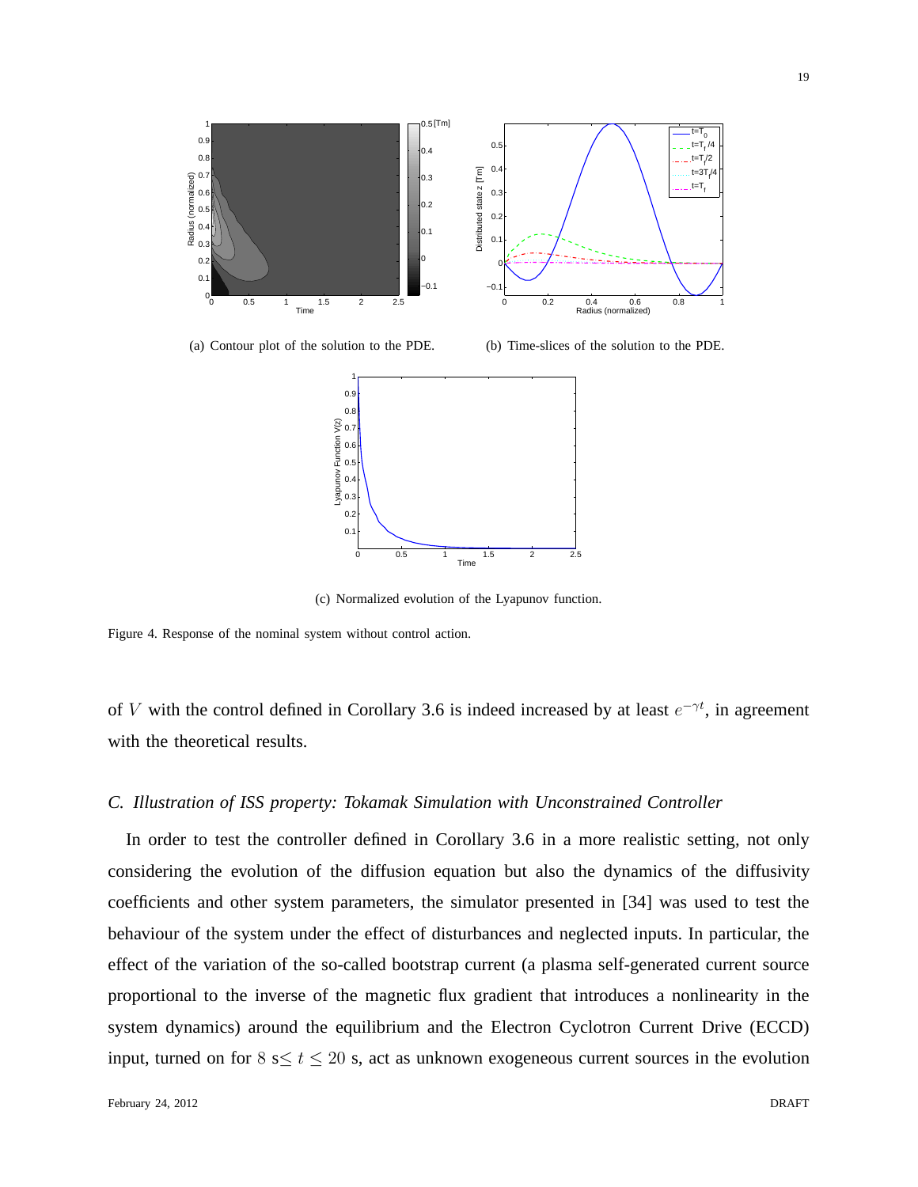(a) Contour plot of the solution to the PDE.

(b) Time-slices of the solution to the PDE.

(c) Normalized evolution of the Lyapunov function.

Figure 4. Response of the nominal system without control action.

of $V$ with the control defined in Corollary 3.6 is indeed increased by at least $e^{-\gamma t}$, in agreement with the theoretical results.

### *C. Illustration of ISS property: Tokamak Simulation with Unconstrained Controller*

In order to test the controller defined in Corollary 3.6 in a more realistic setting, not only considering the evolution of the diffusion equation but also the dynamics of the diffusivity coefficients and other system parameters, the simulator presented in [34] was used to test the behaviour of the system under the effect of disturbances and neglected inputs. In particular, the effect of the variation of the so-called bootstrap current (a plasma self-generated current source proportional to the inverse of the magnetic flux gradient that introduces a nonlinearity in the system dynamics) around the equilibrium and the Electron Cyclotron Current Drive (ECCD) input, turned on for $8$ s$\leq t \leq 20$ s, act as unknown exogeneous current sources in the evolution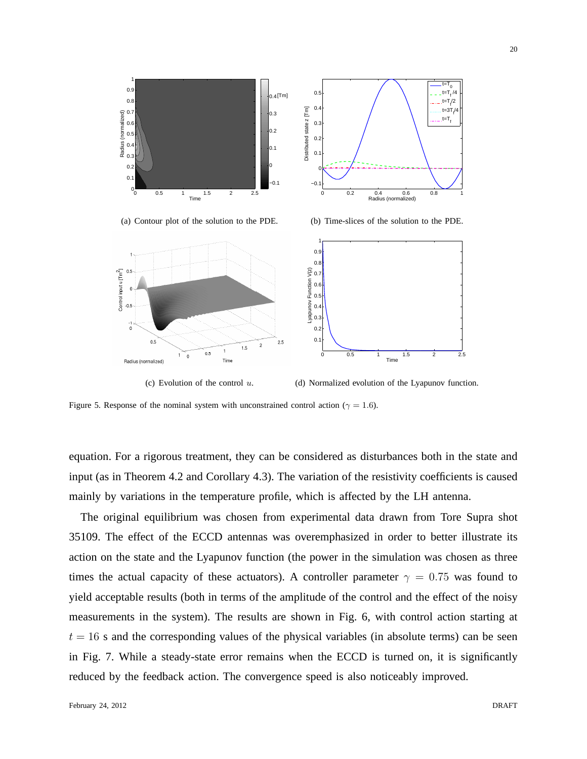(a) Contour plot of the solution to the PDE.

(b) Time-slices of the solution to the PDE.

(c) Evolution of the control $u$.

(d) Normalized evolution of the Lyapunov function.

Figure 5. Response of the nominal system with unconstrained control action ($\gamma = 1.6$).

equation. For a rigorous treatment, they can be considered as disturbances both in the state and input (as in Theorem 4.2 and Corollary 4.3). The variation of the resistivity coefficients is caused mainly by variations in the temperature profile, which is affected by the LH antenna.

The original equilibrium was chosen from experimental data drawn from Tore Supra shot 35109. The effect of the ECCD antennas was overemphasized in order to better illustrate its action on the state and the Lyapunov function (the power in the simulation was chosen as three times the actual capacity of these actuators). A controller parameter $\gamma = 0.75$ was found to yield acceptable results (both in terms of the amplitude of the control and the effect of the noisy measurements in the system). The results are shown in Fig. 6, with control action starting at $t = 16$ s and the corresponding values of the physical variables (in absolute terms) can be seen in Fig. 7. While a steady-state error remains when the ECCD is turned on, it is significantly reduced by the feedback action. The convergence speed is also noticeably improved.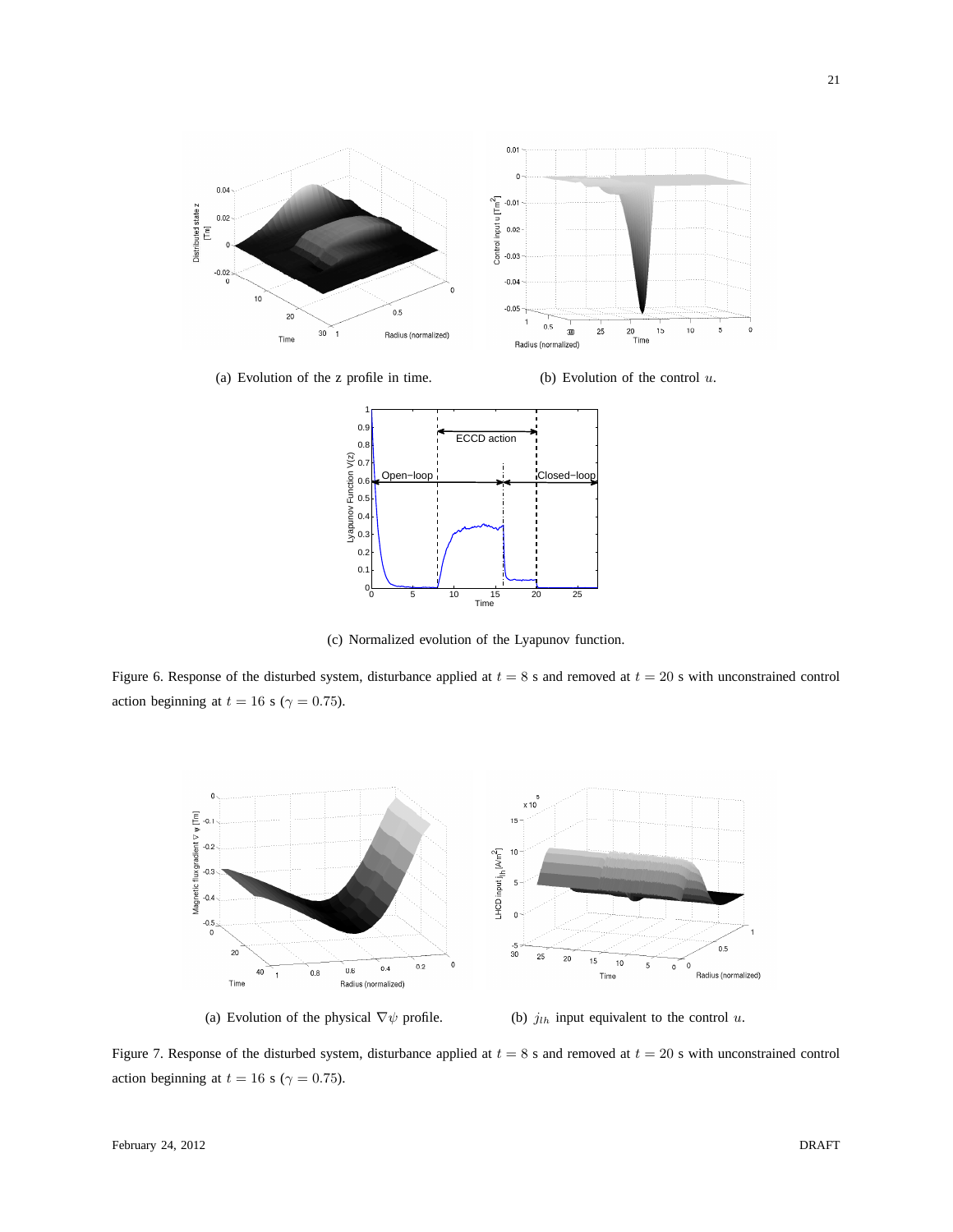(a) Evolution of the z profile in time.

(b) Evolution of the control $u$.

(c) Normalized evolution of the Lyapunov function.

Figure 6. Response of the disturbed system, disturbance applied at $t = 8$ s and removed at $t = 20$ s with unconstrained control action beginning at $t = 16$ s ($\gamma = 0.75$).

(a) Evolution of the physical $\nabla\psi$ profile.

(b) $j_{lh}$ input equivalent to the control $u$.

Figure 7. Response of the disturbed system, disturbance applied at $t = 8$ s and removed at $t = 20$ s with unconstrained control action beginning at $t = 16$ s ($\gamma = 0.75$).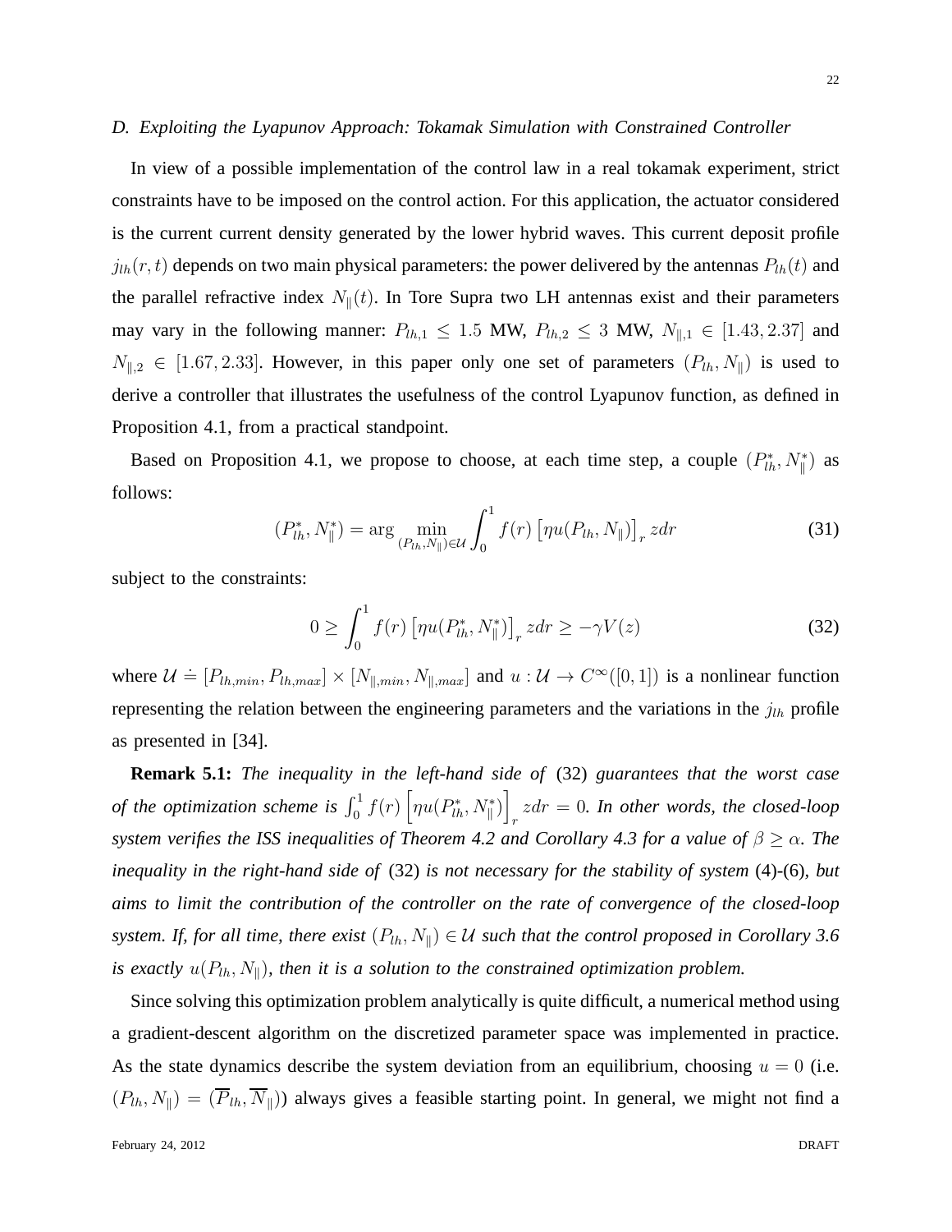### D. Exploiting the Lyapunov Approach: Tokamak Simulation with Constrained Controller

In view of a possible implementation of the control law in a real tokamak experiment, strict constraints have to be imposed on the control action. For this application, the actuator considered is the current current density generated by the lower hybrid waves. This current deposit profile $j_{lh}(r,t)$ depends on two main physical parameters: the power delivered by the antennas $P_{lh}(t)$ and the parallel refractive index $N_{\|}(t)$. In Tore Supra two LH antennas exist and their parameters may vary in the following manner: $P_{lh,1} \leq 1.5$ MW, $P_{lh,2} \leq 3$ MW, $N_{\|,1} \in [1.43, 2.37]$ and $N_{\|,2} \in [1.67, 2.33]$. However, in this paper only one set of parameters $(P_{lh}, N_{\|})$ is used to derive a controller that illustrates the usefulness of the control Lyapunov function, as defined in Proposition 4.1, from a practical standpoint.

Based on Proposition 4.1, we propose to choose, at each time step, a couple $(P_{lh}^*, N_{\|}^*)$ as follows:

$$(P_{lh}^*, N_{\|}^*) = \arg \min_{(P_{lh}, N_{\|}) \in \mathcal{U}} \int_0^1 f(r) \left[ \eta u(P_{lh}, N_{\|}) \right]_r z dr \tag{31}$$

subject to the constraints:

$$0 \geq \int_0^1 f(r) \left[ \eta u(P_{lh}^*, N_{\|}^*) \right]_r z dr \geq -\gamma V(z) \tag{32}$$

where $\mathcal{U} \doteq [P_{lh,min}, P_{lh,max}] \times [N_{\|,min}, N_{\|,max}]$ and $u : \mathcal{U} \to C^{\infty}([0,1])$ is a nonlinear function representing the relation between the engineering parameters and the variations in the $j_{lh}$ profile as presented in [34].

**Remark 5.1:** *The inequality in the left-hand side of* (32) *guarantees that the worst case of the optimization scheme is* $\int_0^1 f(r) \left[ \eta u(P_{lh}^*, N_{\|}^*) \right]_r z dr = 0$*. In other words, the closed-loop system verifies the ISS inequalities of Theorem 4.2 and Corollary 4.3 for a value of* $\beta \geq \alpha$*. The inequality in the right-hand side of* (32) *is not necessary for the stability of system* (4)-(6)*, but aims to limit the contribution of the controller on the rate of convergence of the closed-loop system. If, for all time, there exist* $(P_{lh}, N_{\|}) \in \mathcal{U}$ *such that the control proposed in Corollary 3.6 is exactly* $u(P_{lh}, N_{\|})$*, then it is a solution to the constrained optimization problem.*

Since solving this optimization problem analytically is quite difficult, a numerical method using a gradient-descent algorithm on the discretized parameter space was implemented in practice. As the state dynamics describe the system deviation from an equilibrium, choosing $u = 0$ (i.e. $(P_{lh}, N_{\|}) = (\overline{P}_{lh}, \overline{N}_{\|})$) always gives a feasible starting point. In general, we might not find a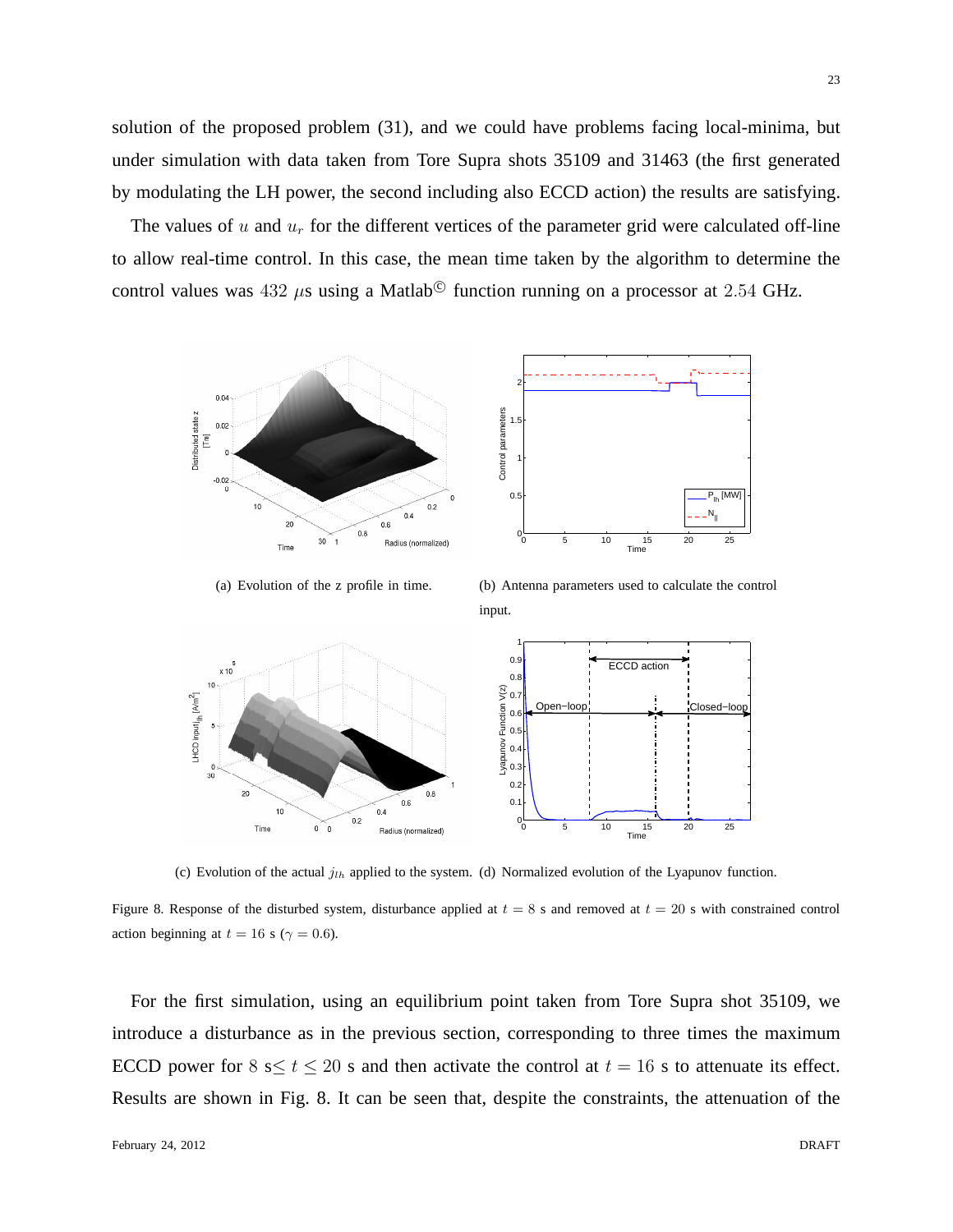solution of the proposed problem (31), and we could have problems facing local-minima, but under simulation with data taken from Tore Supra shots 35109 and 31463 (the first generated by modulating the LH power, the second including also ECCD action) the results are satisfying.

The values of $u$ and $u_r$ for the different vertices of the parameter grid were calculated off-line to allow real-time control. In this case, the mean time taken by the algorithm to determine the control values was $432$ $\mu$s using a Matlab© function running on a processor at $2.54$ GHz.

(a) Evolution of the z profile in time.

(b) Antenna parameters used to calculate the control input.

(c) Evolution of the actual $j_{lh}$ applied to the system.

(d) Normalized evolution of the Lyapunov function.

Figure 8. Response of the disturbed system, disturbance applied at $t = 8$ s and removed at $t = 20$ s with constrained control action beginning at $t = 16$ s ($\gamma = 0.6$).

For the first simulation, using an equilibrium point taken from Tore Supra shot 35109, we introduce a disturbance as in the previous section, corresponding to three times the maximum ECCD power for $8$ s$\leq t \leq 20$ s and then activate the control at $t = 16$ s to attenuate its effect. Results are shown in Fig. 8. It can be seen that, despite the constraints, the attenuation of the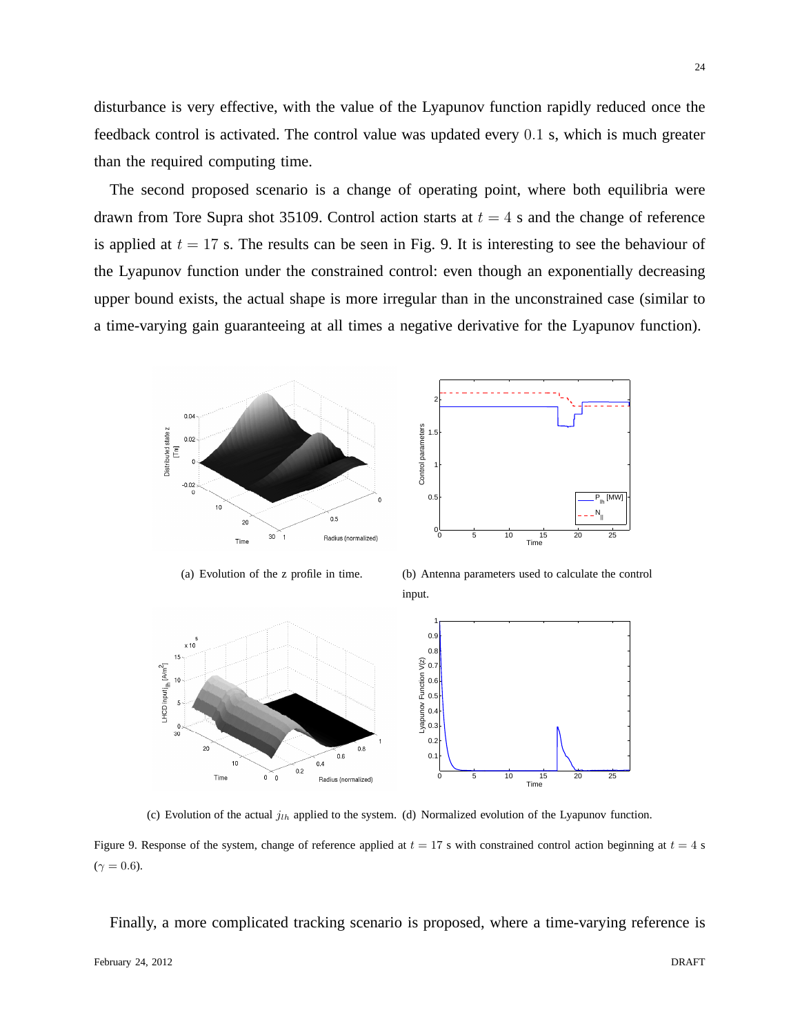disturbance is very effective, with the value of the Lyapunov function rapidly reduced once the feedback control is activated. The control value was updated every $0.1$ s, which is much greater than the required computing time.

The second proposed scenario is a change of operating point, where both equilibria were drawn from Tore Supra shot 35109. Control action starts at $t = 4$ s and the change of reference is applied at $t = 17$ s. The results can be seen in Fig. 9. It is interesting to see the behaviour of the Lyapunov function under the constrained control: even though an exponentially decreasing upper bound exists, the actual shape is more irregular than in the unconstrained case (similar to a time-varying gain guaranteeing at all times a negative derivative for the Lyapunov function).

(a) Evolution of the z profile in time.

(b) Antenna parameters used to calculate the control input.

(c) Evolution of the actual $j_{lh}$ applied to the system.

(d) Normalized evolution of the Lyapunov function.

Figure 9. Response of the system, change of reference applied at $t = 17$ s with constrained control action beginning at $t = 4$ s ($\gamma = 0.6$).

Finally, a more complicated tracking scenario is proposed, where a time-varying reference is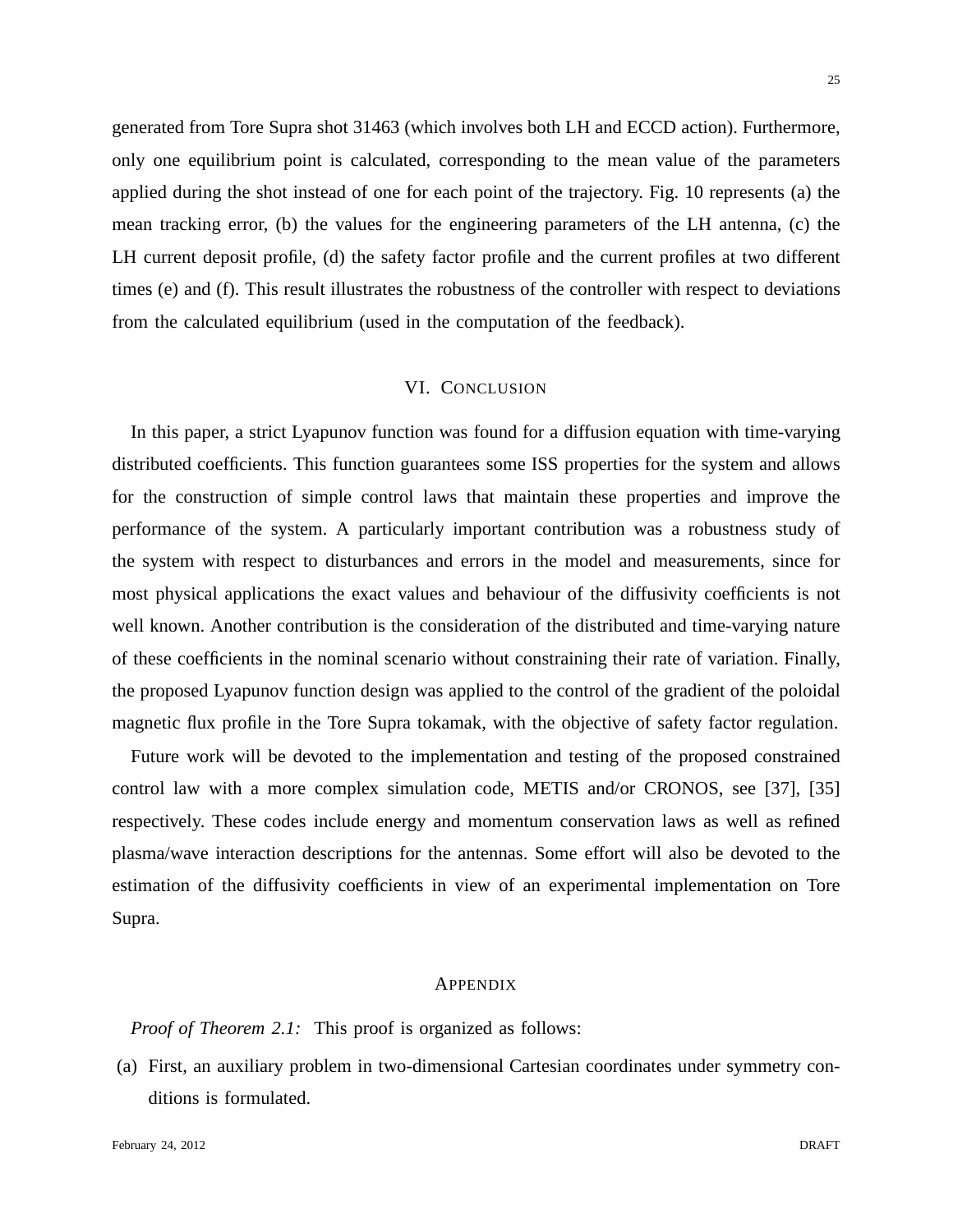generated from Tore Supra shot 31463 (which involves both LH and ECCD action). Furthermore, only one equilibrium point is calculated, corresponding to the mean value of the parameters applied during the shot instead of one for each point of the trajectory. Fig. 10 represents (a) the mean tracking error, (b) the values for the engineering parameters of the LH antenna, (c) the LH current deposit profile, (d) the safety factor profile and the current profiles at two different times (e) and (f). This result illustrates the robustness of the controller with respect to deviations from the calculated equilibrium (used in the computation of the feedback).

## VI. Conclusion

In this paper, a strict Lyapunov function was found for a diffusion equation with time-varying distributed coefficients. This function guarantees some ISS properties for the system and allows for the construction of simple control laws that maintain these properties and improve the performance of the system. A particularly important contribution was a robustness study of the system with respect to disturbances and errors in the model and measurements, since for most physical applications the exact values and behaviour of the diffusivity coefficients is not well known. Another contribution is the consideration of the distributed and time-varying nature of these coefficients in the nominal scenario without constraining their rate of variation. Finally, the proposed Lyapunov function design was applied to the control of the gradient of the poloidal magnetic flux profile in the Tore Supra tokamak, with the objective of safety factor regulation.

Future work will be devoted to the implementation and testing of the proposed constrained control law with a more complex simulation code, METIS and/or CRONOS, see [37], [35] respectively. These codes include energy and momentum conservation laws as well as refined plasma/wave interaction descriptions for the antennas. Some effort will also be devoted to the estimation of the diffusivity coefficients in view of an experimental implementation on Tore Supra.

## Appendix

*Proof of Theorem 2.1:* This proof is organized as follows:

(a) First, an auxiliary problem in two-dimensional Cartesian coordinates under symmetry conditions is formulated.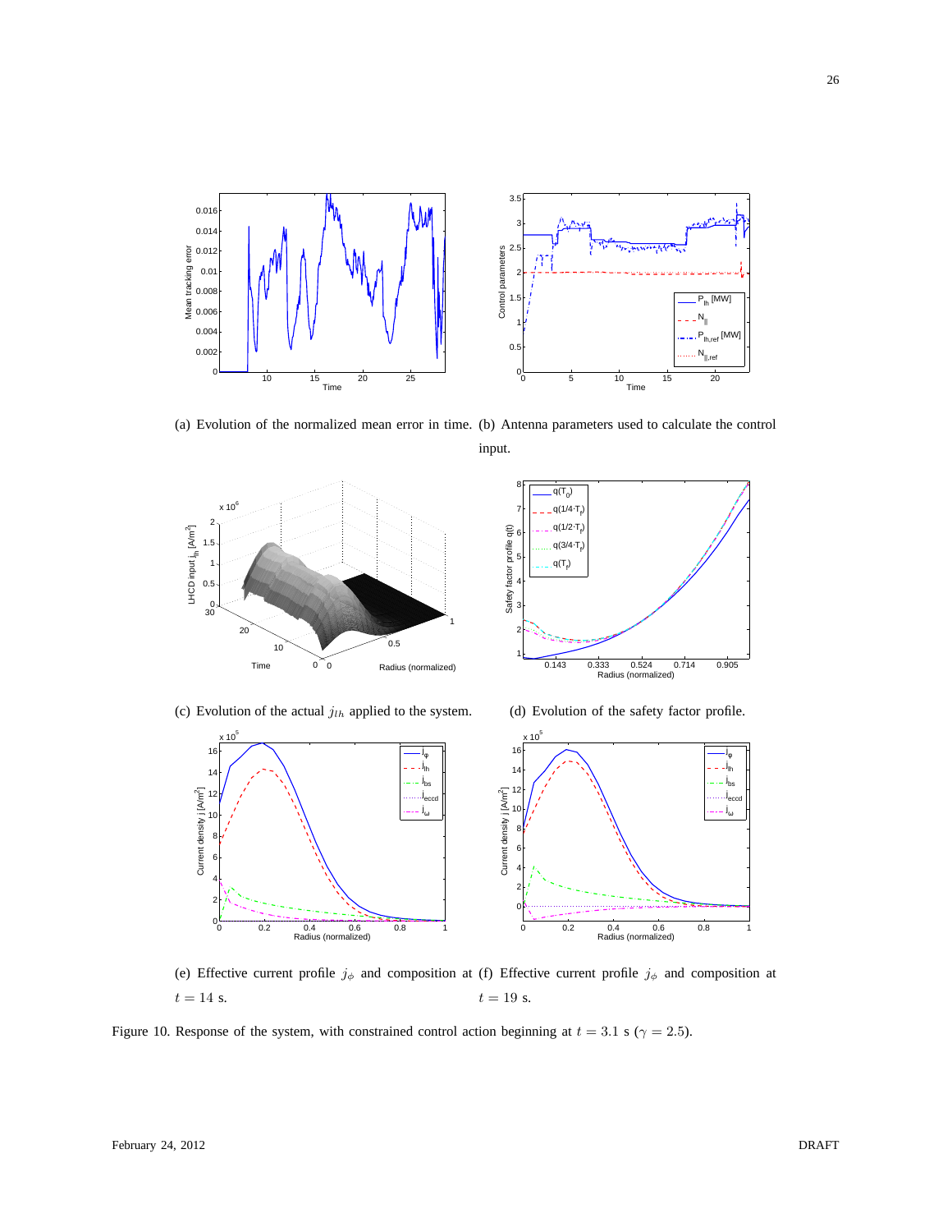(a) Evolution of the normalized mean error in time.

(b) Antenna parameters used to calculate the control input.

(c) Evolution of the actual $j_{lh}$ applied to the system.

(d) Evolution of the safety factor profile.

(e) Effective current profile $j_{\phi}$ and composition at $t = 14$ s.

(f) Effective current profile $j_{\phi}$ and composition at $t = 19$ s.

Figure 10. Response of the system, with constrained control action beginning at $t = 3.1$ s ($\gamma = 2.5$).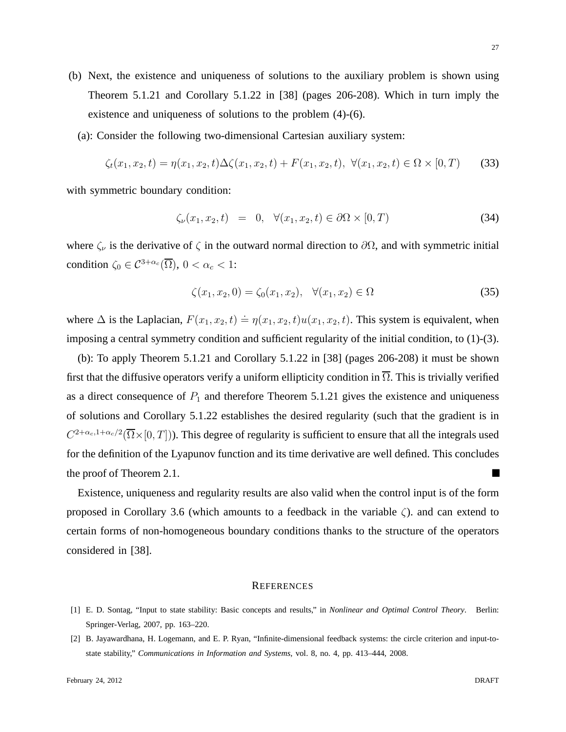(b) Next, the existence and uniqueness of solutions to the auxiliary problem is shown using Theorem 5.1.21 and Corollary 5.1.22 in [38] (pages 206-208). Which in turn imply the existence and uniqueness of solutions to the problem (4)-(6).

(a): Consider the following two-dimensional Cartesian auxiliary system:

$$\zeta_t(x_1, x_2, t) = \eta(x_1, x_2, t)\Delta\zeta(x_1, x_2, t) + F(x_1, x_2, t), \ \forall (x_1, x_2, t) \in \Omega \times [0, T) \tag{33}$$

with symmetric boundary condition:

$$\zeta_\nu(x_1, x_2, t) \ = \ 0, \ \ \forall (x_1, x_2, t) \in \partial\Omega \times [0, T) \tag{34}$$

where $\zeta_\nu$ is the derivative of $\zeta$ in the outward normal direction to $\partial\Omega$, and with symmetric initial condition $\zeta_0 \in \mathcal{C}^{3+\alpha_c}(\overline{\Omega})$, $0 < \alpha_c < 1$:

$$\zeta(x_1, x_2, 0) = \zeta_0(x_1, x_2), \quad \forall (x_1, x_2) \in \Omega \tag{35}$$

where $\Delta$ is the Laplacian, $F(x_1, x_2, t) \doteq \eta(x_1, x_2, t)u(x_1, x_2, t)$. This system is equivalent, when imposing a central symmetry condition and sufficient regularity of the initial condition, to (1)-(3).

(b): To apply Theorem 5.1.21 and Corollary 5.1.22 in [38] (pages 206-208) it must be shown first that the diffusive operators verify a uniform ellipticity condition in $\overline{\Omega}$. This is trivially verified as a direct consequence of $P_1$ and therefore Theorem 5.1.21 gives the existence and uniqueness of solutions and Corollary 5.1.22 establishes the desired regularity (such that the gradient is in $C^{2+\alpha_c, 1+\alpha_c/2}(\overline{\Omega}\times[0, T])$). This degree of regularity is sufficient to ensure that all the integrals used for the definition of the Lyapunov function and its time derivative are well defined. This concludes the proof of Theorem 2.1. ■

Existence, uniqueness and regularity results are also valid when the control input is of the form proposed in Corollary 3.6 (which amounts to a feedback in the variable $\zeta$). and can extend to certain forms of non-homogeneous boundary conditions thanks to the structure of the operators considered in [38].

## REFERENCES

[1] E. D. Sontag, “Input to state stability: Basic concepts and results,” in *Nonlinear and Optimal Control Theory*. Berlin: Springer-Verlag, 2007, pp. 163–220.

[2] B. Jayawardhana, H. Logemann, and E. P. Ryan, “Infinite-dimensional feedback systems: the circle criterion and input-to-state stability,” *Communications in Information and Systems*, vol. 8, no. 4, pp. 413–444, 2008.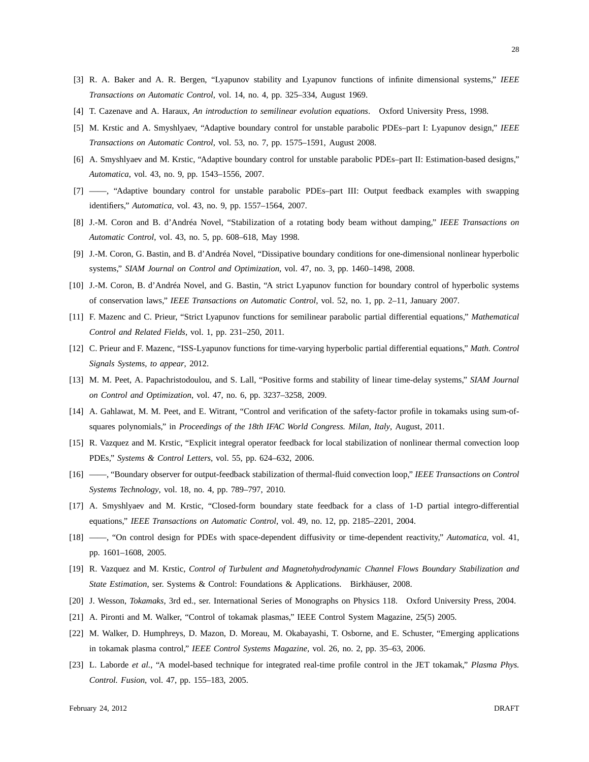[3] R. A. Baker and A. R. Bergen, "Lyapunov stability and Lyapunov functions of infinite dimensional systems," *IEEE Transactions on Automatic Control*, vol. 14, no. 4, pp. 325–334, August 1969.

[4] T. Cazenave and A. Haraux, *An introduction to semilinear evolution equations*. Oxford University Press, 1998.

[5] M. Krstic and A. Smyshlyaev, "Adaptive boundary control for unstable parabolic PDEs–part I: Lyapunov design," *IEEE Transactions on Automatic Control*, vol. 53, no. 7, pp. 1575–1591, August 2008.

[6] A. Smyshlyaev and M. Krstic, "Adaptive boundary control for unstable parabolic PDEs–part II: Estimation-based designs," *Automatica*, vol. 43, no. 9, pp. 1543–1556, 2007.

[7] ——, "Adaptive boundary control for unstable parabolic PDEs–part III: Output feedback examples with swapping identifiers," *Automatica*, vol. 43, no. 9, pp. 1557–1564, 2007.

[8] J.-M. Coron and B. d'Andréa Novel, "Stabilization of a rotating body beam without damping," *IEEE Transactions on Automatic Control*, vol. 43, no. 5, pp. 608–618, May 1998.

[9] J.-M. Coron, G. Bastin, and B. d'Andréa Novel, "Dissipative boundary conditions for one-dimensional nonlinear hyperbolic systems," *SIAM Journal on Control and Optimization*, vol. 47, no. 3, pp. 1460–1498, 2008.

[10] J.-M. Coron, B. d'Andréa Novel, and G. Bastin, "A strict Lyapunov function for boundary control of hyperbolic systems of conservation laws," *IEEE Transactions on Automatic Control*, vol. 52, no. 1, pp. 2–11, January 2007.

[11] F. Mazenc and C. Prieur, "Strict Lyapunov functions for semilinear parabolic partial differential equations," *Mathematical Control and Related Fields*, vol. 1, pp. 231–250, 2011.

[12] C. Prieur and F. Mazenc, "ISS-Lyapunov functions for time-varying hyperbolic partial differential equations," *Math. Control Signals Systems, to appear*, 2012.

[13] M. M. Peet, A. Papachristodoulou, and S. Lall, "Positive forms and stability of linear time-delay systems," *SIAM Journal on Control and Optimization*, vol. 47, no. 6, pp. 3237–3258, 2009.

[14] A. Gahlawat, M. M. Peet, and E. Witrant, "Control and verification of the safety-factor profile in tokamaks using sum-of-squares polynomials," in *Proceedings of the 18th IFAC World Congress. Milan, Italy*, August, 2011.

[15] R. Vazquez and M. Krstic, "Explicit integral operator feedback for local stabilization of nonlinear thermal convection loop PDEs," *Systems & Control Letters*, vol. 55, pp. 624–632, 2006.

[16] ——, "Boundary observer for output-feedback stabilization of thermal-fluid convection loop," *IEEE Transactions on Control Systems Technology*, vol. 18, no. 4, pp. 789–797, 2010.

[17] A. Smyshlyaev and M. Krstic, "Closed-form boundary state feedback for a class of 1-D partial integro-differential equations," *IEEE Transactions on Automatic Control*, vol. 49, no. 12, pp. 2185–2201, 2004.

[18] ——, "On control design for PDEs with space-dependent diffusivity or time-dependent reactivity," *Automatica*, vol. 41, pp. 1601–1608, 2005.

[19] R. Vazquez and M. Krstic, *Control of Turbulent and Magnetohydrodynamic Channel Flows Boundary Stabilization and State Estimation*, ser. Systems & Control: Foundations & Applications. Birkhäuser, 2008.

[20] J. Wesson, *Tokamaks*, 3rd ed., ser. International Series of Monographs on Physics 118. Oxford University Press, 2004.

[21] A. Pironti and M. Walker, "Control of tokamak plasmas," IEEE Control System Magazine, 25(5) 2005.

[22] M. Walker, D. Humphreys, D. Mazon, D. Moreau, M. Okabayashi, T. Osborne, and E. Schuster, "Emerging applications in tokamak plasma control," *IEEE Control Systems Magazine*, vol. 26, no. 2, pp. 35–63, 2006.

[23] L. Laborde *et al.*, "A model-based technique for integrated real-time profile control in the JET tokamak," *Plasma Phys. Control. Fusion*, vol. 47, pp. 155–183, 2005.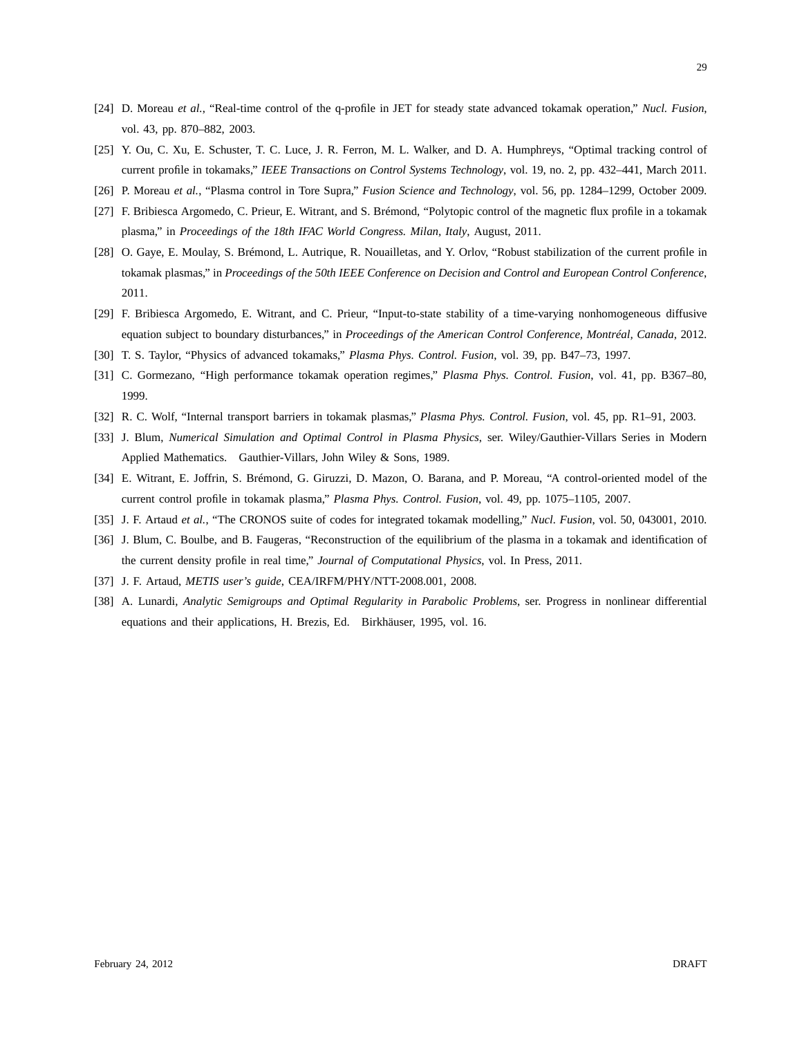[24] D. Moreau *et al.*, “Real-time control of the q-profile in JET for steady state advanced tokamak operation,” *Nucl. Fusion*, vol. 43, pp. 870–882, 2003.

[25] Y. Ou, C. Xu, E. Schuster, T. C. Luce, J. R. Ferron, M. L. Walker, and D. A. Humphreys, “Optimal tracking control of current profile in tokamaks,” *IEEE Transactions on Control Systems Technology*, vol. 19, no. 2, pp. 432–441, March 2011.

[26] P. Moreau *et al.*, “Plasma control in Tore Supra,” *Fusion Science and Technology*, vol. 56, pp. 1284–1299, October 2009.

[27] F. Bribiesca Argomedo, C. Prieur, E. Witrant, and S. Brémond, “Polytopic control of the magnetic flux profile in a tokamak plasma,” in *Proceedings of the 18th IFAC World Congress. Milan, Italy*, August, 2011.

[28] O. Gaye, E. Moulay, S. Brémond, L. Autrique, R. Nouailletas, and Y. Orlov, “Robust stabilization of the current profile in tokamak plasmas,” in *Proceedings of the 50th IEEE Conference on Decision and Control and European Control Conference*, 2011.

[29] F. Bribiesca Argomedo, E. Witrant, and C. Prieur, “Input-to-state stability of a time-varying nonhomogeneous diffusive equation subject to boundary disturbances,” in *Proceedings of the American Control Conference, Montréal, Canada*, 2012.

[30] T. S. Taylor, “Physics of advanced tokamaks,” *Plasma Phys. Control. Fusion*, vol. 39, pp. B47–73, 1997.

[31] C. Gormezano, “High performance tokamak operation regimes,” *Plasma Phys. Control. Fusion*, vol. 41, pp. B367–80, 1999.

[32] R. C. Wolf, “Internal transport barriers in tokamak plasmas,” *Plasma Phys. Control. Fusion*, vol. 45, pp. R1–91, 2003.

[33] J. Blum, *Numerical Simulation and Optimal Control in Plasma Physics*, ser. Wiley/Gauthier-Villars Series in Modern Applied Mathematics. Gauthier-Villars, John Wiley & Sons, 1989.

[34] E. Witrant, E. Joffrin, S. Brémond, G. Giruzzi, D. Mazon, O. Barana, and P. Moreau, “A control-oriented model of the current control profile in tokamak plasma,” *Plasma Phys. Control. Fusion*, vol. 49, pp. 1075–1105, 2007.

[35] J. F. Artaud *et al.*, “The CRONOS suite of codes for integrated tokamak modelling,” *Nucl. Fusion*, vol. 50, 043001, 2010.

[36] J. Blum, C. Boulbe, and B. Faugeras, “Reconstruction of the equilibrium of the plasma in a tokamak and identification of the current density profile in real time,” *Journal of Computational Physics*, vol. In Press, 2011.

[37] J. F. Artaud, *METIS user’s guide*, CEA/IRFM/PHY/NTT-2008.001, 2008.

[38] A. Lunardi, *Analytic Semigroups and Optimal Regularity in Parabolic Problems*, ser. Progress in nonlinear differential equations and their applications, H. Brezis, Ed. Birkhäuser, 1995, vol. 16.